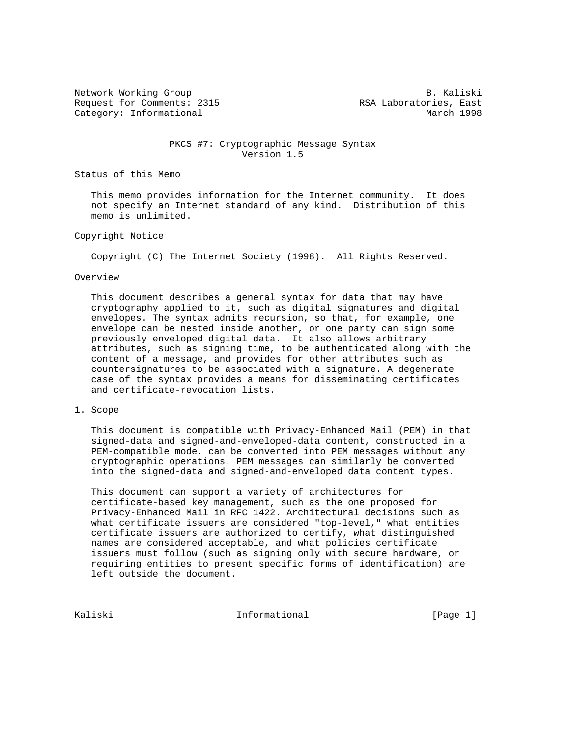Network Working Group B. Kaliski
Request for Comments: 2315 RSA Laboratories, East
Category: Informational March 1998

# PKCS #7: Cryptographic Message Syntax
Version 1.5

## Status of this Memo

This memo provides information for the Internet community. It does not specify an Internet standard of any kind. Distribution of this memo is unlimited.

## Copyright Notice

Copyright (C) The Internet Society (1998). All Rights Reserved.

## Overview

This document describes a general syntax for data that may have cryptography applied to it, such as digital signatures and digital envelopes. The syntax admits recursion, so that, for example, one envelope can be nested inside another, or one party can sign some previously enveloped digital data. It also allows arbitrary attributes, such as signing time, to be authenticated along with the content of a message, and provides for other attributes such as countersignatures to be associated with a signature. A degenerate case of the syntax provides a means for disseminating certificates and certificate-revocation lists.

## 1. Scope

This document is compatible with Privacy-Enhanced Mail (PEM) in that signed-data and signed-and-enveloped-data content, constructed in a PEM-compatible mode, can be converted into PEM messages without any cryptographic operations. PEM messages can similarly be converted into the signed-data and signed-and-enveloped data content types.

This document can support a variety of architectures for certificate-based key management, such as the one proposed for Privacy-Enhanced Mail in RFC 1422. Architectural decisions such as what certificate issuers are considered "top-level," what entities certificate issuers are authorized to certify, what distinguished names are considered acceptable, and what policies certificate issuers must follow (such as signing only with secure hardware, or requiring entities to present specific forms of identification) are left outside the document.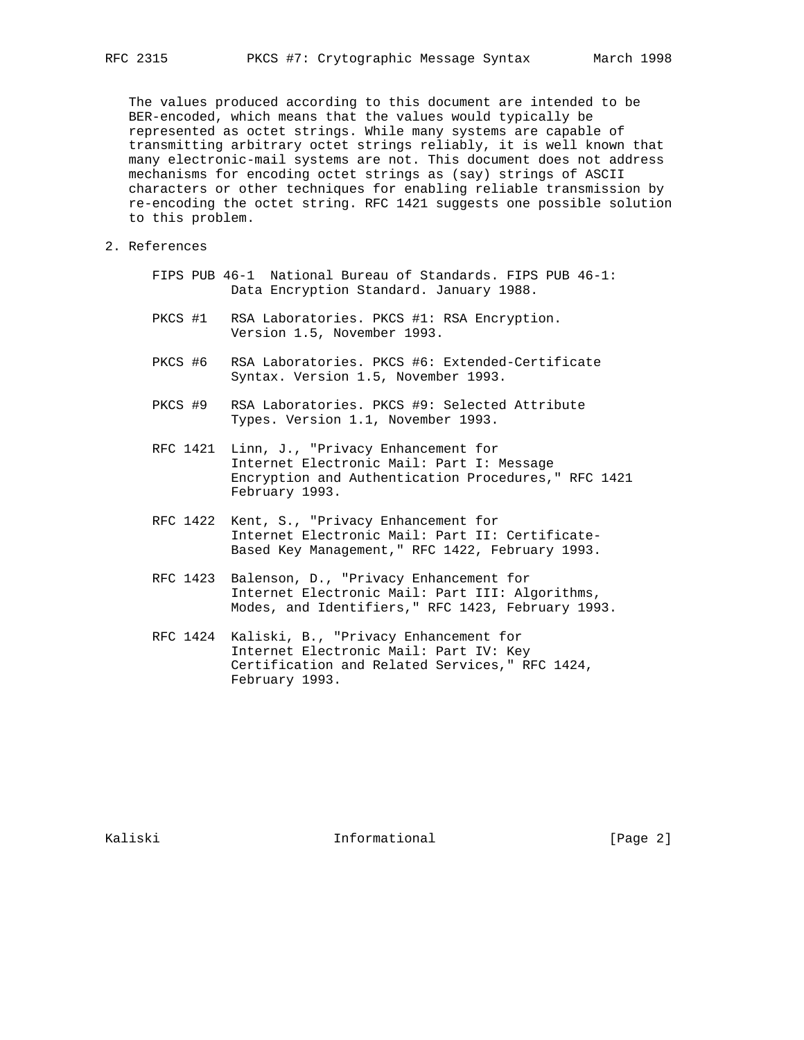The values produced according to this document are intended to be BER-encoded, which means that the values would typically be represented as octet strings. While many systems are capable of transmitting arbitrary octet strings reliably, it is well known that many electronic-mail systems are not. This document does not address mechanisms for encoding octet strings as (say) strings of ASCII characters or other techniques for enabling reliable transmission by re-encoding the octet string. RFC 1421 suggests one possible solution to this problem.

## 2. References

FIPS PUB 46-1 National Bureau of Standards. FIPS PUB 46-1: Data Encryption Standard. January 1988.

PKCS #1 RSA Laboratories. PKCS #1: RSA Encryption. Version 1.5, November 1993.

PKCS #6 RSA Laboratories. PKCS #6: Extended-Certificate Syntax. Version 1.5, November 1993.

PKCS #9 RSA Laboratories. PKCS #9: Selected Attribute Types. Version 1.1, November 1993.

RFC 1421 Linn, J., "Privacy Enhancement for Internet Electronic Mail: Part I: Message Encryption and Authentication Procedures," RFC 1421 February 1993.

RFC 1422 Kent, S., "Privacy Enhancement for Internet Electronic Mail: Part II: Certificate-Based Key Management," RFC 1422, February 1993.

RFC 1423 Balenson, D., "Privacy Enhancement for Internet Electronic Mail: Part III: Algorithms, Modes, and Identifiers," RFC 1423, February 1993.

RFC 1424 Kaliski, B., "Privacy Enhancement for Internet Electronic Mail: Part IV: Key Certification and Related Services," RFC 1424, February 1993.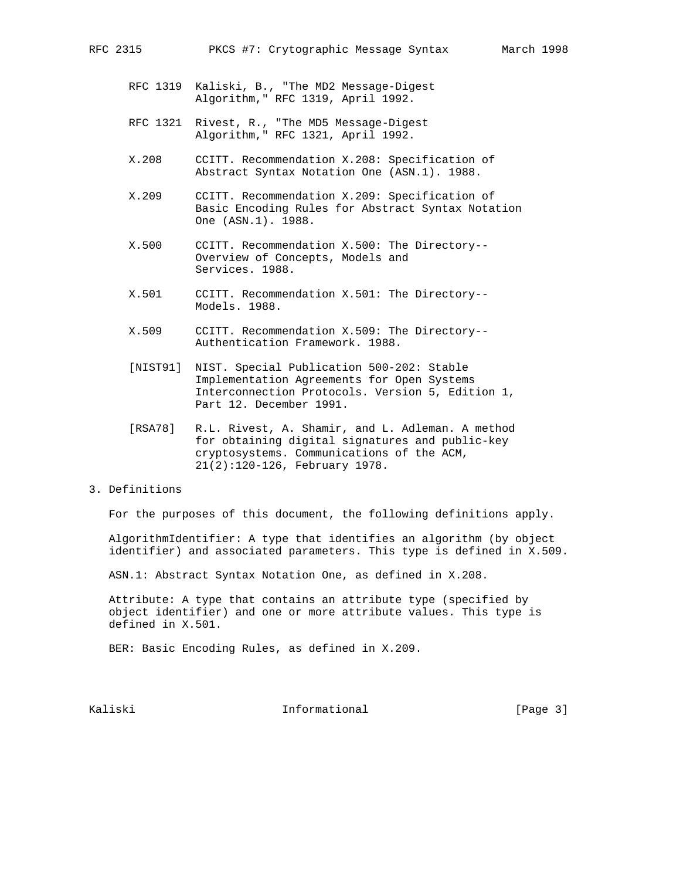RFC 1319 Kaliski, B., "The MD2 Message-Digest Algorithm," RFC 1319, April 1992.

RFC 1321 Rivest, R., "The MD5 Message-Digest Algorithm," RFC 1321, April 1992.

X.208 CCITT. Recommendation X.208: Specification of Abstract Syntax Notation One (ASN.1). 1988.

X.209 CCITT. Recommendation X.209: Specification of Basic Encoding Rules for Abstract Syntax Notation One (ASN.1). 1988.

X.500 CCITT. Recommendation X.500: The Directory-- Overview of Concepts, Models and Services. 1988.

X.501 CCITT. Recommendation X.501: The Directory-- Models. 1988.

X.509 CCITT. Recommendation X.509: The Directory-- Authentication Framework. 1988.

[NIST91] NIST. Special Publication 500-202: Stable Implementation Agreements for Open Systems Interconnection Protocols. Version 5, Edition 1, Part 12. December 1991.

[RSA78] R.L. Rivest, A. Shamir, and L. Adleman. A method for obtaining digital signatures and public-key cryptosystems. Communications of the ACM, 21(2):120-126, February 1978.

## 3. Definitions

For the purposes of this document, the following definitions apply.

AlgorithmIdentifier: A type that identifies an algorithm (by object identifier) and associated parameters. This type is defined in X.509.

ASN.1: Abstract Syntax Notation One, as defined in X.208.

Attribute: A type that contains an attribute type (specified by object identifier) and one or more attribute values. This type is defined in X.501.

BER: Basic Encoding Rules, as defined in X.209.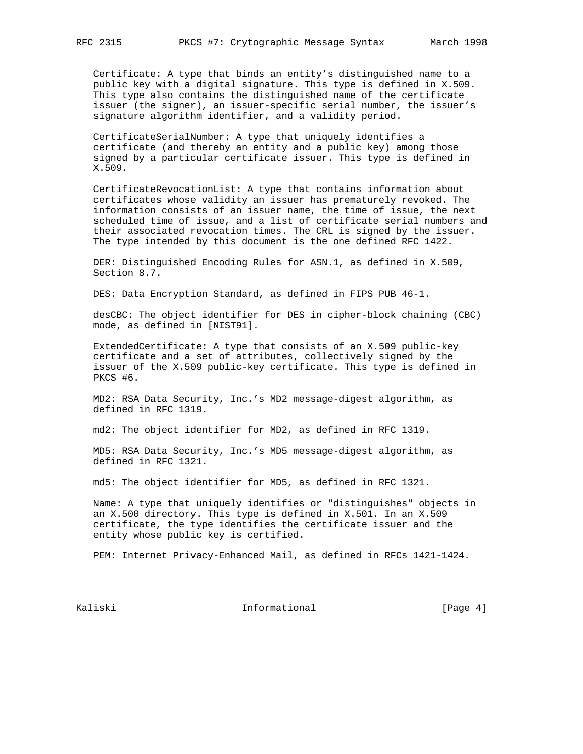Certificate: A type that binds an entity's distinguished name to a public key with a digital signature. This type is defined in X.509. This type also contains the distinguished name of the certificate issuer (the signer), an issuer-specific serial number, the issuer's signature algorithm identifier, and a validity period.

CertificateSerialNumber: A type that uniquely identifies a certificate (and thereby an entity and a public key) among those signed by a particular certificate issuer. This type is defined in X.509.

CertificateRevocationList: A type that contains information about certificates whose validity an issuer has prematurely revoked. The information consists of an issuer name, the time of issue, the next scheduled time of issue, and a list of certificate serial numbers and their associated revocation times. The CRL is signed by the issuer. The type intended by this document is the one defined RFC 1422.

DER: Distinguished Encoding Rules for ASN.1, as defined in X.509, Section 8.7.

DES: Data Encryption Standard, as defined in FIPS PUB 46-1.

desCBC: The object identifier for DES in cipher-block chaining (CBC) mode, as defined in [NIST91].

ExtendedCertificate: A type that consists of an X.509 public-key certificate and a set of attributes, collectively signed by the issuer of the X.509 public-key certificate. This type is defined in PKCS #6.

MD2: RSA Data Security, Inc.'s MD2 message-digest algorithm, as defined in RFC 1319.

md2: The object identifier for MD2, as defined in RFC 1319.

MD5: RSA Data Security, Inc.'s MD5 message-digest algorithm, as defined in RFC 1321.

md5: The object identifier for MD5, as defined in RFC 1321.

Name: A type that uniquely identifies or "distinguishes" objects in an X.500 directory. This type is defined in X.501. In an X.509 certificate, the type identifies the certificate issuer and the entity whose public key is certified.

PEM: Internet Privacy-Enhanced Mail, as defined in RFCs 1421-1424.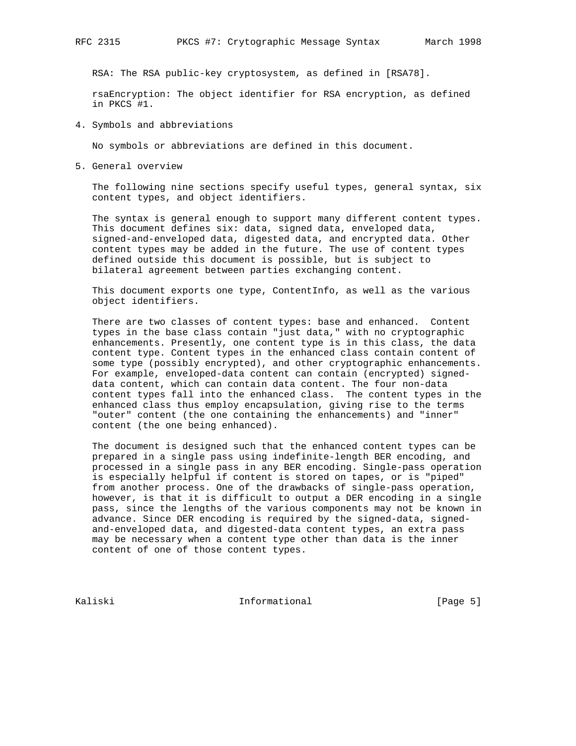RSA: The RSA public-key cryptosystem, as defined in [RSA78].

rsaEncryption: The object identifier for RSA encryption, as defined in PKCS #1.

## 4. Symbols and abbreviations

No symbols or abbreviations are defined in this document.

## 5. General overview

The following nine sections specify useful types, general syntax, six content types, and object identifiers.

The syntax is general enough to support many different content types. This document defines six: data, signed data, enveloped data, signed-and-enveloped data, digested data, and encrypted data. Other content types may be added in the future. The use of content types defined outside this document is possible, but is subject to bilateral agreement between parties exchanging content.

This document exports one type, ContentInfo, as well as the various object identifiers.

There are two classes of content types: base and enhanced. Content types in the base class contain "just data," with no cryptographic enhancements. Presently, one content type is in this class, the data content type. Content types in the enhanced class contain content of some type (possibly encrypted), and other cryptographic enhancements. For example, enveloped-data content can contain (encrypted) signed-data content, which can contain data content. The four non-data content types fall into the enhanced class. The content types in the enhanced class thus employ encapsulation, giving rise to the terms "outer" content (the one containing the enhancements) and "inner" content (the one being enhanced).

The document is designed such that the enhanced content types can be prepared in a single pass using indefinite-length BER encoding, and processed in a single pass in any BER encoding. Single-pass operation is especially helpful if content is stored on tapes, or is "piped" from another process. One of the drawbacks of single-pass operation, however, is that it is difficult to output a DER encoding in a single pass, since the lengths of the various components may not be known in advance. Since DER encoding is required by the signed-data, signed-and-enveloped data, and digested-data content types, an extra pass may be necessary when a content type other than data is the inner content of one of those content types.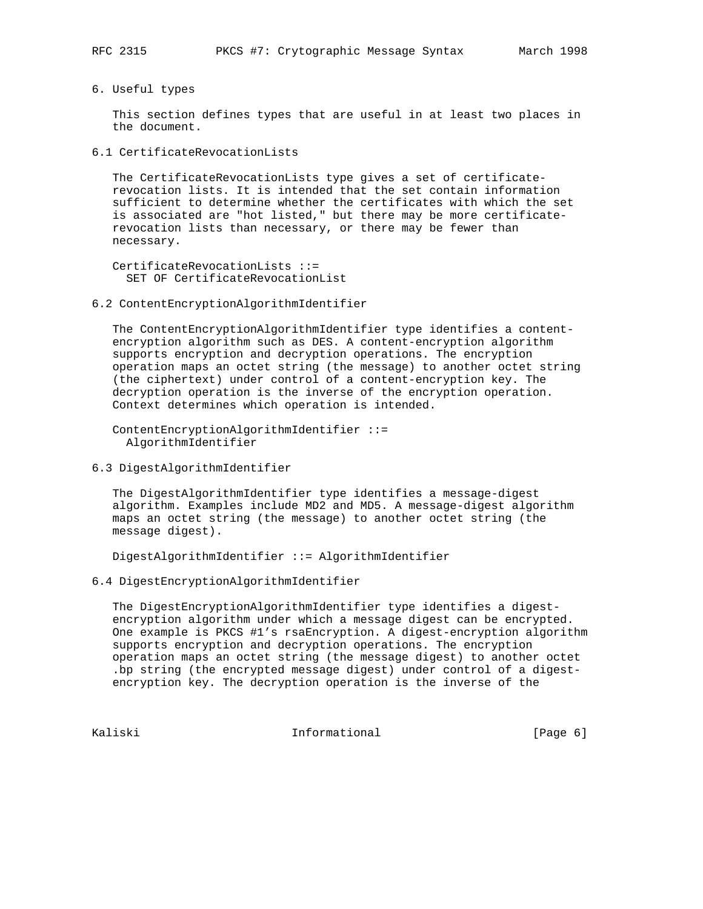## 6. Useful types

This section defines types that are useful in at least two places in the document.

### 6.1 CertificateRevocationLists

The CertificateRevocationLists type gives a set of certificate-revocation lists. It is intended that the set contain information sufficient to determine whether the certificates with which the set is associated are "hot listed," but there may be more certificate-revocation lists than necessary, or there may be fewer than necessary.

```
CertificateRevocationLists ::=
  SET OF CertificateRevocationList
```

### 6.2 ContentEncryptionAlgorithmIdentifier

The ContentEncryptionAlgorithmIdentifier type identifies a content-encryption algorithm such as DES. A content-encryption algorithm supports encryption and decryption operations. The encryption operation maps an octet string (the message) to another octet string (the ciphertext) under control of a content-encryption key. The decryption operation is the inverse of the encryption operation. Context determines which operation is intended.

```
ContentEncryptionAlgorithmIdentifier ::=
  AlgorithmIdentifier
```

### 6.3 DigestAlgorithmIdentifier

The DigestAlgorithmIdentifier type identifies a message-digest algorithm. Examples include MD2 and MD5. A message-digest algorithm maps an octet string (the message) to another octet string (the message digest).

```
DigestAlgorithmIdentifier ::= AlgorithmIdentifier
```

### 6.4 DigestEncryptionAlgorithmIdentifier

The DigestEncryptionAlgorithmIdentifier type identifies a digest-encryption algorithm under which a message digest can be encrypted. One example is PKCS #1's rsaEncryption. A digest-encryption algorithm supports encryption and decryption operations. The encryption operation maps an octet string (the message digest) to another octet .bp string (the encrypted message digest) under control of a digest-encryption key. The decryption operation is the inverse of the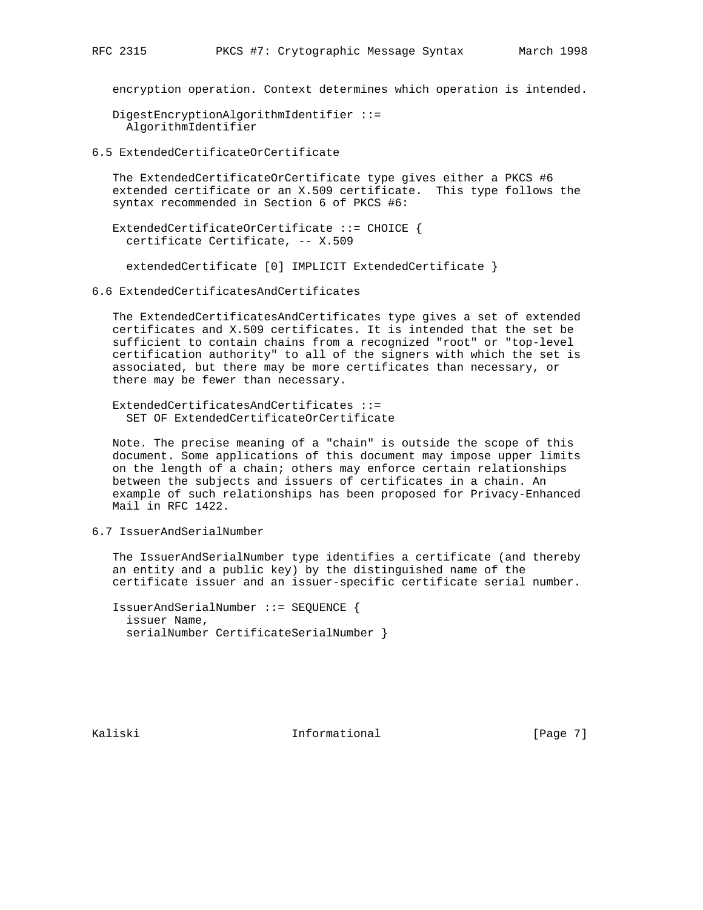encryption operation. Context determines which operation is intended.

```
DigestEncryptionAlgorithmIdentifier ::=
  AlgorithmIdentifier
```

## 6.5 ExtendedCertificateOrCertificate

The ExtendedCertificateOrCertificate type gives either a PKCS #6 extended certificate or an X.509 certificate. This type follows the syntax recommended in Section 6 of PKCS #6:

```
ExtendedCertificateOrCertificate ::= CHOICE {
  certificate Certificate, -- X.509

  extendedCertificate [0] IMPLICIT ExtendedCertificate }
```

## 6.6 ExtendedCertificatesAndCertificates

The ExtendedCertificatesAndCertificates type gives a set of extended certificates and X.509 certificates. It is intended that the set be sufficient to contain chains from a recognized "root" or "top-level certification authority" to all of the signers with which the set is associated, but there may be more certificates than necessary, or there may be fewer than necessary.

```
ExtendedCertificatesAndCertificates ::=
  SET OF ExtendedCertificateOrCertificate
```

Note. The precise meaning of a "chain" is outside the scope of this document. Some applications of this document may impose upper limits on the length of a chain; others may enforce certain relationships between the subjects and issuers of certificates in a chain. An example of such relationships has been proposed for Privacy-Enhanced Mail in RFC 1422.

## 6.7 IssuerAndSerialNumber

The IssuerAndSerialNumber type identifies a certificate (and thereby an entity and a public key) by the distinguished name of the certificate issuer and an issuer-specific certificate serial number.

```
IssuerAndSerialNumber ::= SEQUENCE {
  issuer Name,
  serialNumber CertificateSerialNumber }
```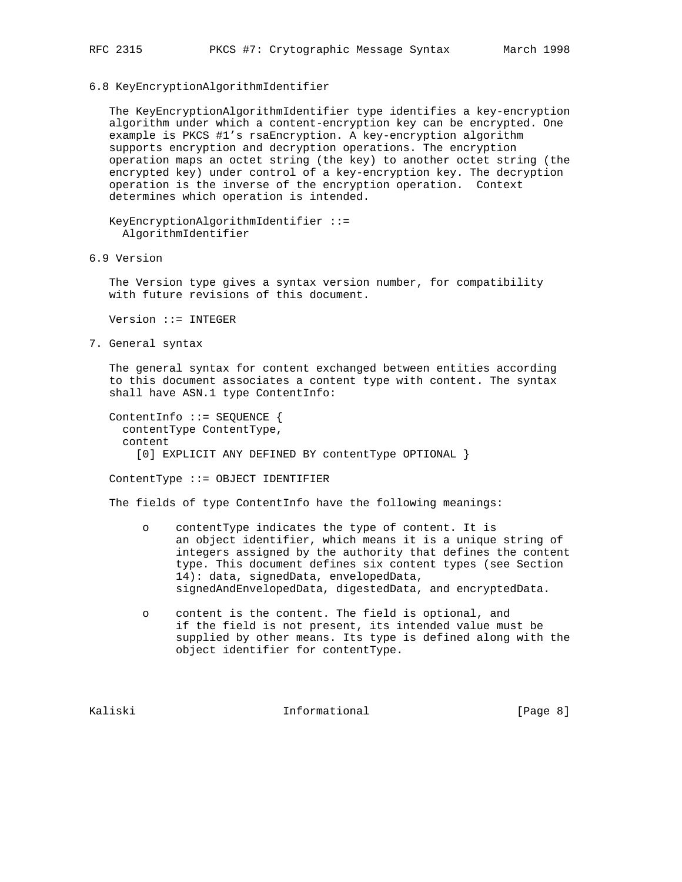### 6.8 KeyEncryptionAlgorithmIdentifier

The KeyEncryptionAlgorithmIdentifier type identifies a key-encryption algorithm under which a content-encryption key can be encrypted. One example is PKCS #1's rsaEncryption. A key-encryption algorithm supports encryption and decryption operations. The encryption operation maps an octet string (the key) to another octet string (the encrypted key) under control of a key-encryption key. The decryption operation is the inverse of the encryption operation. Context determines which operation is intended.

```
KeyEncryptionAlgorithmIdentifier ::=
  AlgorithmIdentifier
```

### 6.9 Version

The Version type gives a syntax version number, for compatibility with future revisions of this document.

```
Version ::= INTEGER
```

## 7. General syntax

The general syntax for content exchanged between entities according to this document associates a content type with content. The syntax shall have ASN.1 type ContentInfo:

```
ContentInfo ::= SEQUENCE {
  contentType ContentType,
  content
    [0] EXPLICIT ANY DEFINED BY contentType OPTIONAL }

ContentType ::= OBJECT IDENTIFIER
```

The fields of type ContentInfo have the following meanings:

- contentType indicates the type of content. It is an object identifier, which means it is a unique string of integers assigned by the authority that defines the content type. This document defines six content types (see Section 14): data, signedData, envelopedData, signedAndEnvelopedData, digestedData, and encryptedData.

- content is the content. The field is optional, and if the field is not present, its intended value must be supplied by other means. Its type is defined along with the object identifier for contentType.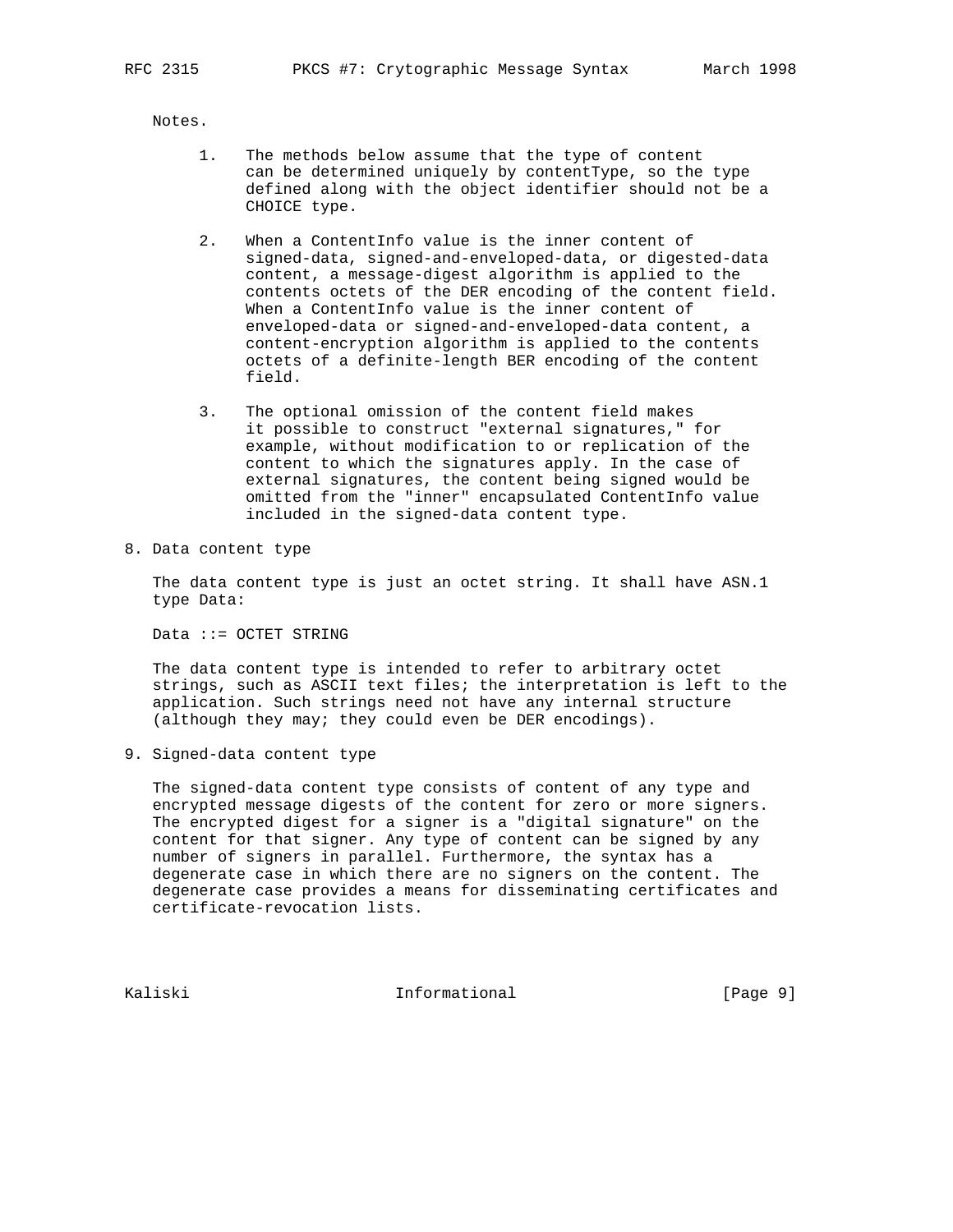Notes.

1. The methods below assume that the type of content can be determined uniquely by contentType, so the type defined along with the object identifier should not be a CHOICE type.

2. When a ContentInfo value is the inner content of signed-data, signed-and-enveloped-data, or digested-data content, a message-digest algorithm is applied to the contents octets of the DER encoding of the content field. When a ContentInfo value is the inner content of enveloped-data or signed-and-enveloped-data content, a content-encryption algorithm is applied to the contents octets of a definite-length BER encoding of the content field.

3. The optional omission of the content field makes it possible to construct "external signatures," for example, without modification to or replication of the content to which the signatures apply. In the case of external signatures, the content being signed would be omitted from the "inner" encapsulated ContentInfo value included in the signed-data content type.

## 8. Data content type

The data content type is just an octet string. It shall have ASN.1 type Data:

```
Data ::= OCTET STRING
```

The data content type is intended to refer to arbitrary octet strings, such as ASCII text files; the interpretation is left to the application. Such strings need not have any internal structure (although they may; they could even be DER encodings).

## 9. Signed-data content type

The signed-data content type consists of content of any type and encrypted message digests of the content for zero or more signers. The encrypted digest for a signer is a "digital signature" on the content for that signer. Any type of content can be signed by any number of signers in parallel. Furthermore, the syntax has a degenerate case in which there are no signers on the content. The degenerate case provides a means for disseminating certificates and certificate-revocation lists.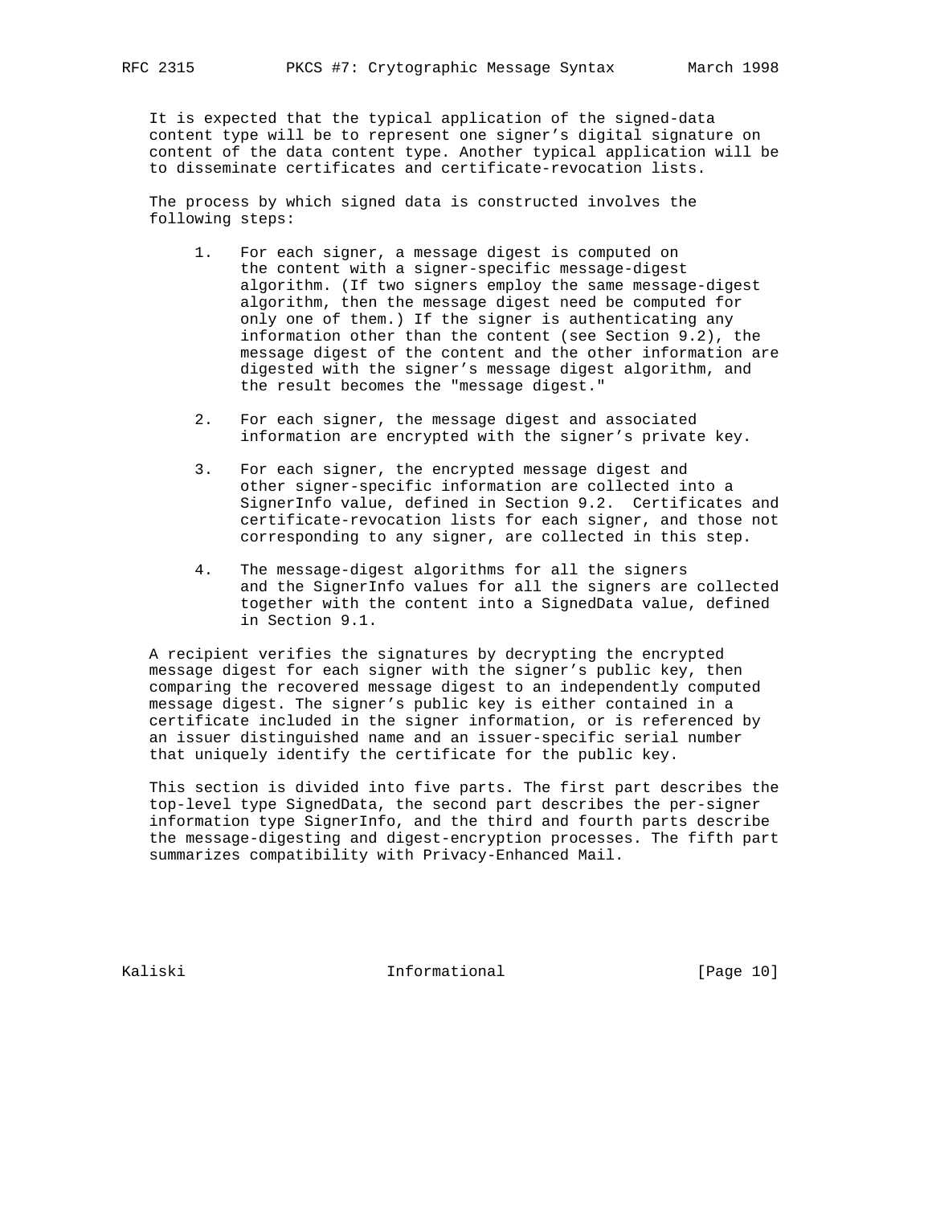It is expected that the typical application of the signed-data content type will be to represent one signer's digital signature on content of the data content type. Another typical application will be to disseminate certificates and certificate-revocation lists.

The process by which signed data is constructed involves the following steps:

1. For each signer, a message digest is computed on the content with a signer-specific message-digest algorithm. (If two signers employ the same message-digest algorithm, then the message digest need be computed for only one of them.) If the signer is authenticating any information other than the content (see Section 9.2), the message digest of the content and the other information are digested with the signer's message digest algorithm, and the result becomes the "message digest."

2. For each signer, the message digest and associated information are encrypted with the signer's private key.

3. For each signer, the encrypted message digest and other signer-specific information are collected into a SignerInfo value, defined in Section 9.2. Certificates and certificate-revocation lists for each signer, and those not corresponding to any signer, are collected in this step.

4. The message-digest algorithms for all the signers and the SignerInfo values for all the signers are collected together with the content into a SignedData value, defined in Section 9.1.

A recipient verifies the signatures by decrypting the encrypted message digest for each signer with the signer's public key, then comparing the recovered message digest to an independently computed message digest. The signer's public key is either contained in a certificate included in the signer information, or is referenced by an issuer distinguished name and an issuer-specific serial number that uniquely identify the certificate for the public key.

This section is divided into five parts. The first part describes the top-level type SignedData, the second part describes the per-signer information type SignerInfo, and the third and fourth parts describe the message-digesting and digest-encryption processes. The fifth part summarizes compatibility with Privacy-Enhanced Mail.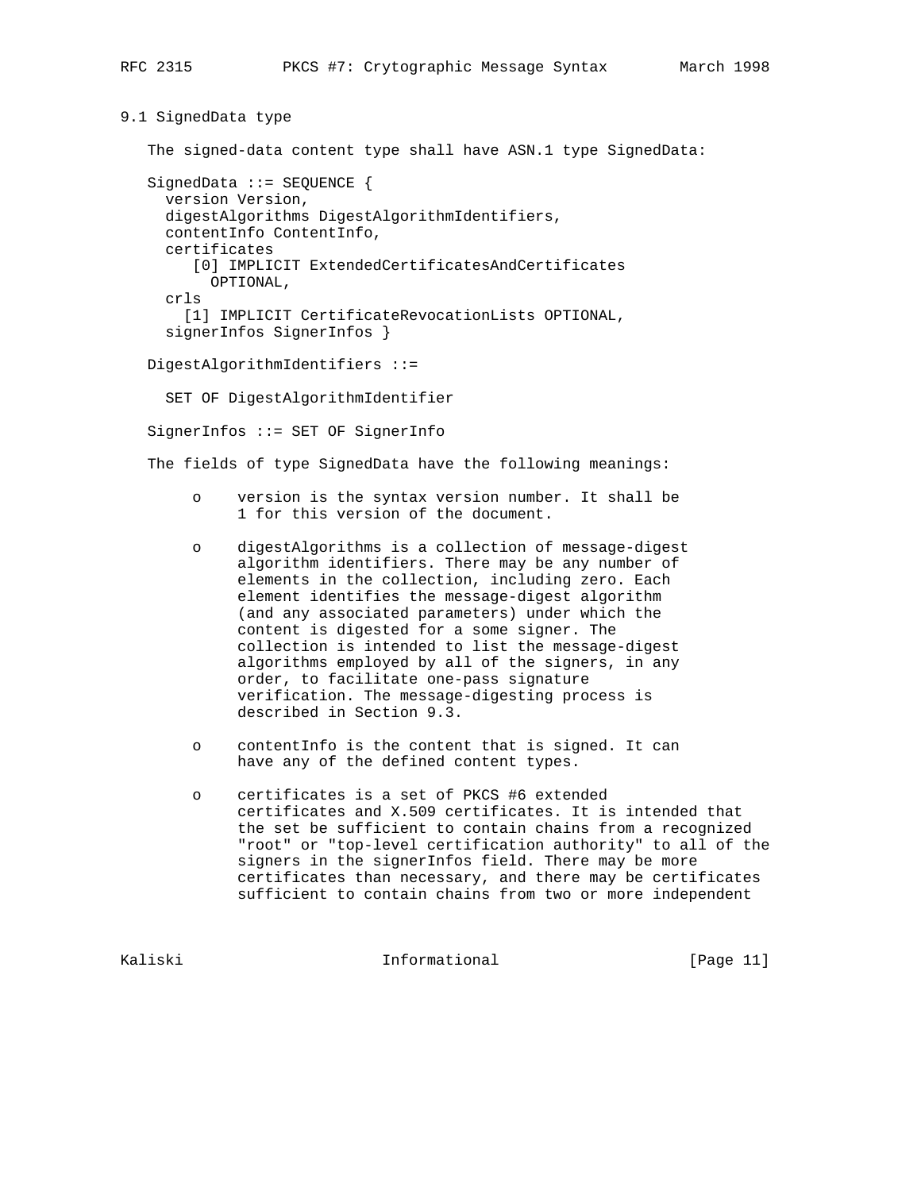## 9.1 SignedData type

The signed-data content type shall have ASN.1 type SignedData:

```
SignedData ::= SEQUENCE {
  version Version,
  digestAlgorithms DigestAlgorithmIdentifiers,
  contentInfo ContentInfo,
  certificates
     [0] IMPLICIT ExtendedCertificatesAndCertificates
       OPTIONAL,
  crls
    [1] IMPLICIT CertificateRevocationLists OPTIONAL,
  signerInfos SignerInfos }

DigestAlgorithmIdentifiers ::=

  SET OF DigestAlgorithmIdentifier

SignerInfos ::= SET OF SignerInfo
```

The fields of type SignedData have the following meanings:

- version is the syntax version number. It shall be 1 for this version of the document.

- digestAlgorithms is a collection of message-digest algorithm identifiers. There may be any number of elements in the collection, including zero. Each element identifies the message-digest algorithm (and any associated parameters) under which the content is digested for a some signer. The collection is intended to list the message-digest algorithms employed by all of the signers, in any order, to facilitate one-pass signature verification. The message-digesting process is described in Section 9.3.

- contentInfo is the content that is signed. It can have any of the defined content types.

- certificates is a set of PKCS #6 extended certificates and X.509 certificates. It is intended that the set be sufficient to contain chains from a recognized "root" or "top-level certification authority" to all of the signers in the signerInfos field. There may be more certificates than necessary, and there may be certificates sufficient to contain chains from two or more independent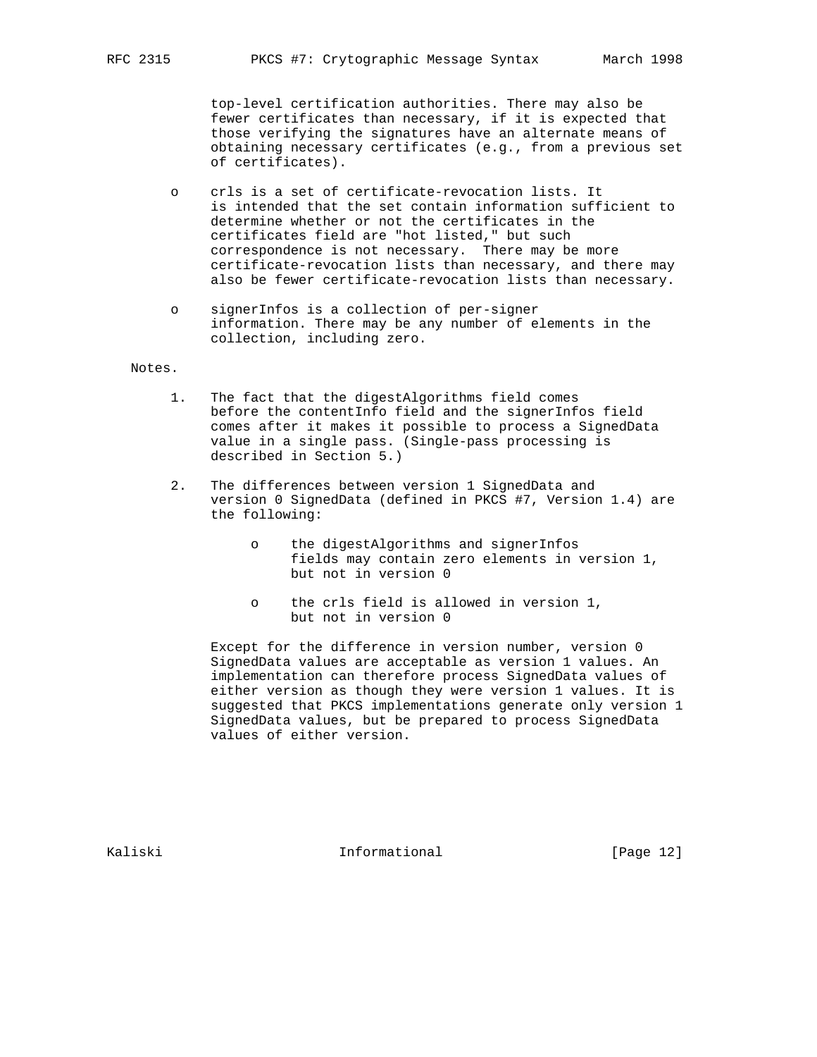top-level certification authorities. There may also be fewer certificates than necessary, if it is expected that those verifying the signatures have an alternate means of obtaining necessary certificates (e.g., from a previous set of certificates).

- crls is a set of certificate-revocation lists. It is intended that the set contain information sufficient to determine whether or not the certificates in the certificates field are "hot listed," but such correspondence is not necessary. There may be more certificate-revocation lists than necessary, and there may also be fewer certificate-revocation lists than necessary.

- signerInfos is a collection of per-signer information. There may be any number of elements in the collection, including zero.

Notes.

1. The fact that the digestAlgorithms field comes before the contentInfo field and the signerInfos field comes after it makes it possible to process a SignedData value in a single pass. (Single-pass processing is described in Section 5.)

2. The differences between version 1 SignedData and version 0 SignedData (defined in PKCS #7, Version 1.4) are the following:

    - the digestAlgorithms and signerInfos fields may contain zero elements in version 1, but not in version 0

    - the crls field is allowed in version 1, but not in version 0

    Except for the difference in version number, version 0 SignedData values are acceptable as version 1 values. An implementation can therefore process SignedData values of either version as though they were version 1 values. It is suggested that PKCS implementations generate only version 1 SignedData values, but be prepared to process SignedData values of either version.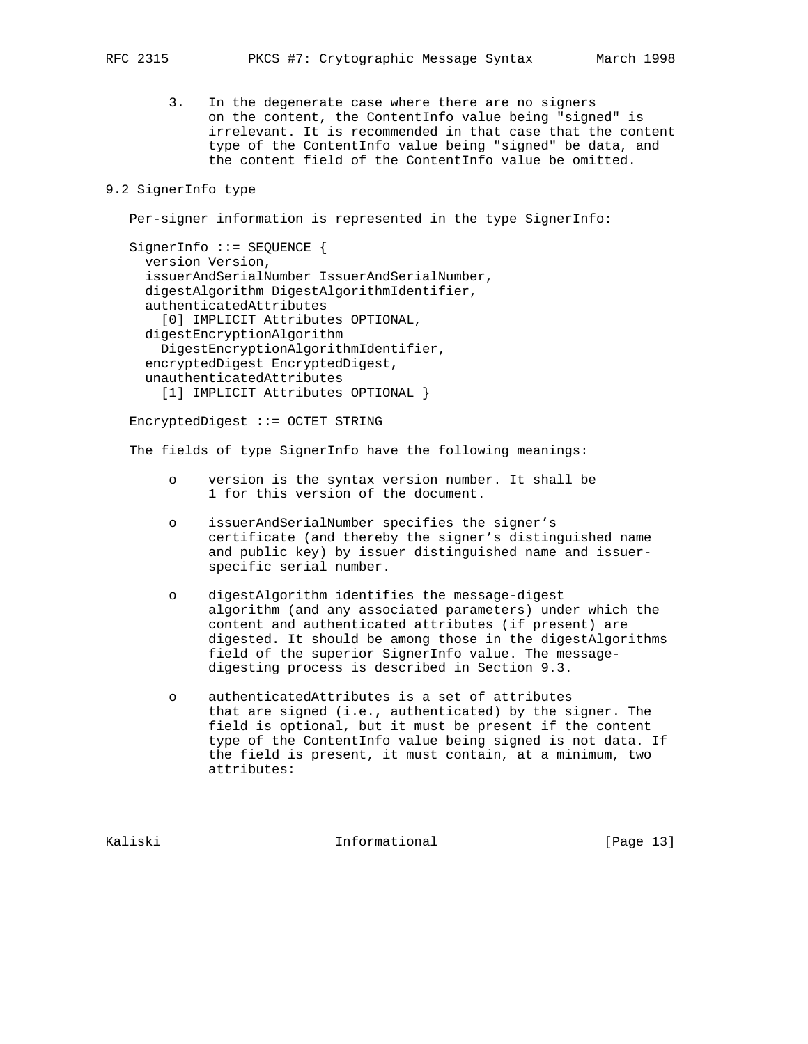3. In the degenerate case where there are no signers on the content, the ContentInfo value being "signed" is irrelevant. It is recommended in that case that the content type of the ContentInfo value being "signed" be data, and the content field of the ContentInfo value be omitted.

## 9.2 SignerInfo type

Per-signer information is represented in the type SignerInfo:

```
SignerInfo ::= SEQUENCE {
  version Version,
  issuerAndSerialNumber IssuerAndSerialNumber,
  digestAlgorithm DigestAlgorithmIdentifier,
  authenticatedAttributes
    [0] IMPLICIT Attributes OPTIONAL,
  digestEncryptionAlgorithm
    DigestEncryptionAlgorithmIdentifier,
  encryptedDigest EncryptedDigest,
  unauthenticatedAttributes
    [1] IMPLICIT Attributes OPTIONAL }

EncryptedDigest ::= OCTET STRING
```

The fields of type SignerInfo have the following meanings:

- version is the syntax version number. It shall be 1 for this version of the document.

- issuerAndSerialNumber specifies the signer's certificate (and thereby the signer's distinguished name and public key) by issuer distinguished name and issuer-specific serial number.

- digestAlgorithm identifies the message-digest algorithm (and any associated parameters) under which the content and authenticated attributes (if present) are digested. It should be among those in the digestAlgorithms field of the superior SignerInfo value. The message-digesting process is described in Section 9.3.

- authenticatedAttributes is a set of attributes that are signed (i.e., authenticated) by the signer. The field is optional, but it must be present if the content type of the ContentInfo value being signed is not data. If the field is present, it must contain, at a minimum, two attributes: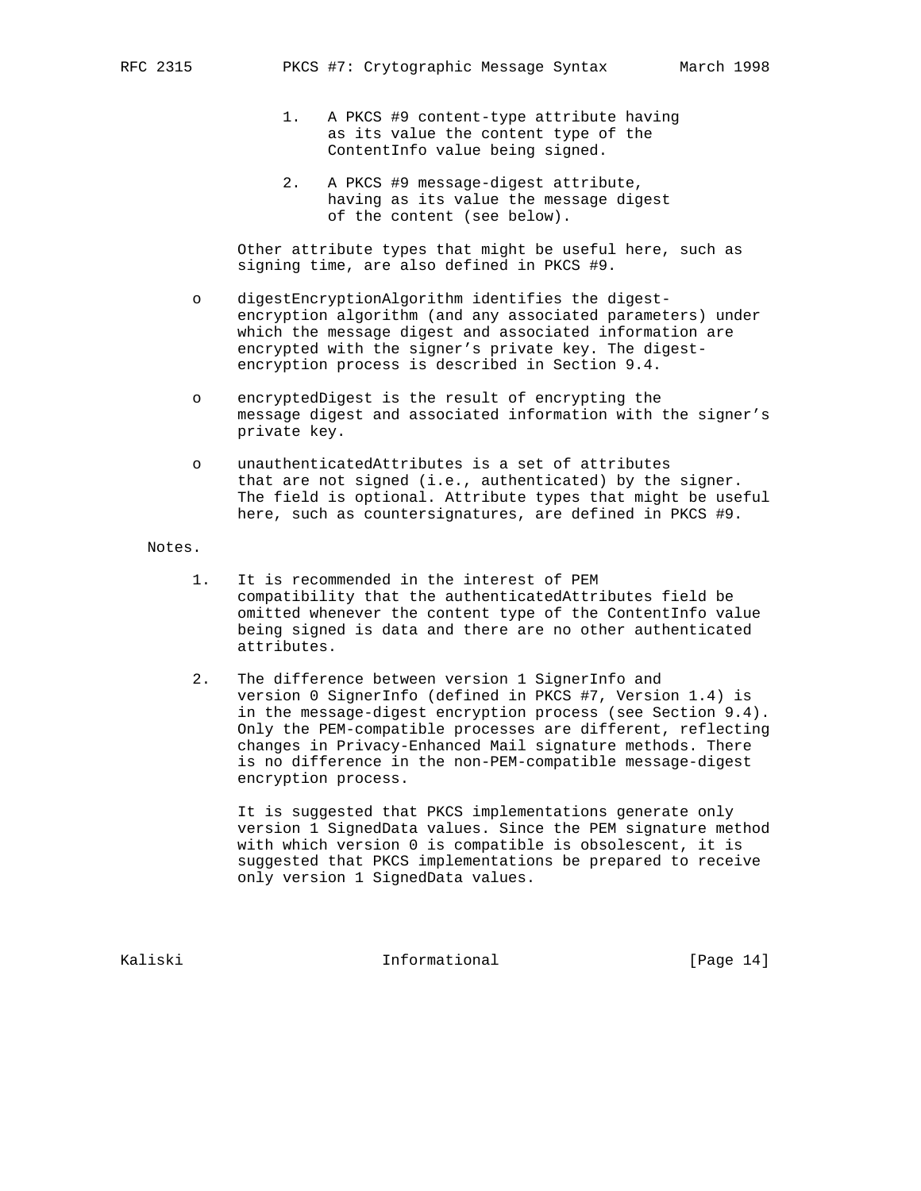1. A PKCS #9 content-type attribute having as its value the content type of the ContentInfo value being signed.

2. A PKCS #9 message-digest attribute, having as its value the message digest of the content (see below).

Other attribute types that might be useful here, such as signing time, are also defined in PKCS #9.

- digestEncryptionAlgorithm identifies the digest-encryption algorithm (and any associated parameters) under which the message digest and associated information are encrypted with the signer's private key. The digest-encryption process is described in Section 9.4.

- encryptedDigest is the result of encrypting the message digest and associated information with the signer's private key.

- unauthenticatedAttributes is a set of attributes that are not signed (i.e., authenticated) by the signer. The field is optional. Attribute types that might be useful here, such as countersignatures, are defined in PKCS #9.

Notes.

1. It is recommended in the interest of PEM compatibility that the authenticatedAttributes field be omitted whenever the content type of the ContentInfo value being signed is data and there are no other authenticated attributes.

2. The difference between version 1 SignerInfo and version 0 SignerInfo (defined in PKCS #7, Version 1.4) is in the message-digest encryption process (see Section 9.4). Only the PEM-compatible processes are different, reflecting changes in Privacy-Enhanced Mail signature methods. There is no difference in the non-PEM-compatible message-digest encryption process.

   It is suggested that PKCS implementations generate only version 1 SignedData values. Since the PEM signature method with which version 0 is compatible is obsolescent, it is suggested that PKCS implementations be prepared to receive only version 1 SignedData values.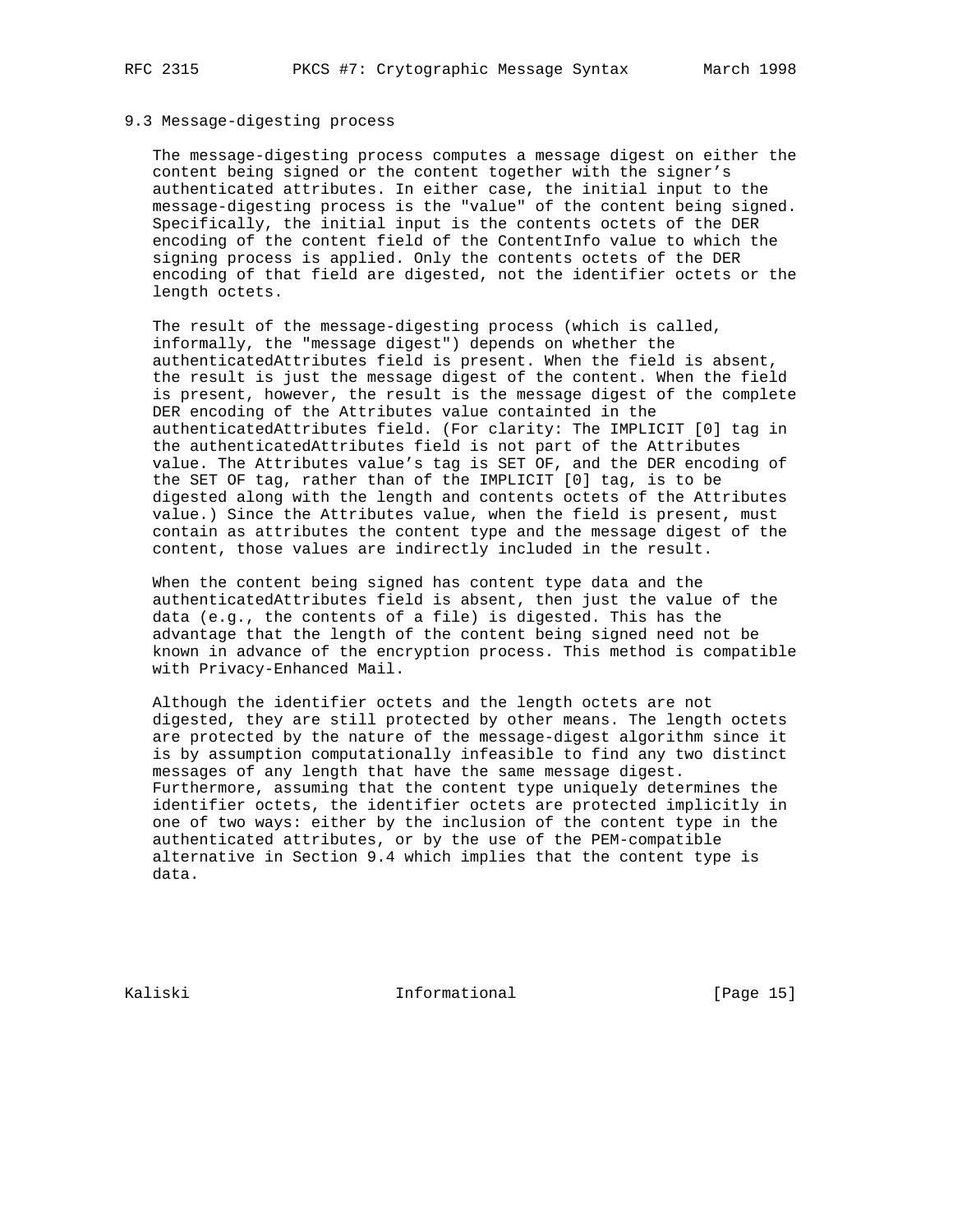### 9.3 Message-digesting process

The message-digesting process computes a message digest on either the content being signed or the content together with the signer's authenticated attributes. In either case, the initial input to the message-digesting process is the "value" of the content being signed. Specifically, the initial input is the contents octets of the DER encoding of the content field of the ContentInfo value to which the signing process is applied. Only the contents octets of the DER encoding of that field are digested, not the identifier octets or the length octets.

The result of the message-digesting process (which is called, informally, the "message digest") depends on whether the authenticatedAttributes field is present. When the field is absent, the result is just the message digest of the content. When the field is present, however, the result is the message digest of the complete DER encoding of the Attributes value containted in the authenticatedAttributes field. (For clarity: The IMPLICIT [0] tag in the authenticatedAttributes field is not part of the Attributes value. The Attributes value's tag is SET OF, and the DER encoding of the SET OF tag, rather than of the IMPLICIT [0] tag, is to be digested along with the length and contents octets of the Attributes value.) Since the Attributes value, when the field is present, must contain as attributes the content type and the message digest of the content, those values are indirectly included in the result.

When the content being signed has content type data and the authenticatedAttributes field is absent, then just the value of the data (e.g., the contents of a file) is digested. This has the advantage that the length of the content being signed need not be known in advance of the encryption process. This method is compatible with Privacy-Enhanced Mail.

Although the identifier octets and the length octets are not digested, they are still protected by other means. The length octets are protected by the nature of the message-digest algorithm since it is by assumption computationally infeasible to find any two distinct messages of any length that have the same message digest. Furthermore, assuming that the content type uniquely determines the identifier octets, the identifier octets are protected implicitly in one of two ways: either by the inclusion of the content type in the authenticated attributes, or by the use of the PEM-compatible alternative in Section 9.4 which implies that the content type is data.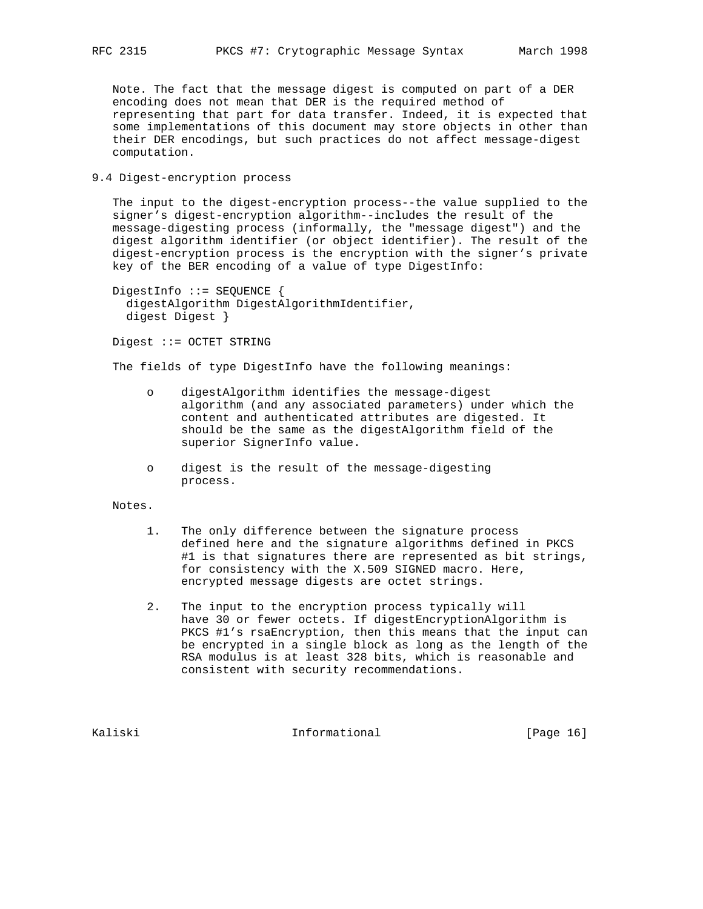Note. The fact that the message digest is computed on part of a DER encoding does not mean that DER is the required method of representing that part for data transfer. Indeed, it is expected that some implementations of this document may store objects in other than their DER encodings, but such practices do not affect message-digest computation.

## 9.4 Digest-encryption process

The input to the digest-encryption process--the value supplied to the signer's digest-encryption algorithm--includes the result of the message-digesting process (informally, the "message digest") and the digest algorithm identifier (or object identifier). The result of the digest-encryption process is the encryption with the signer's private key of the BER encoding of a value of type DigestInfo:

```
DigestInfo ::= SEQUENCE {
  digestAlgorithm DigestAlgorithmIdentifier,
  digest Digest }

Digest ::= OCTET STRING
```

The fields of type DigestInfo have the following meanings:

- digestAlgorithm identifies the message-digest algorithm (and any associated parameters) under which the content and authenticated attributes are digested. It should be the same as the digestAlgorithm field of the superior SignerInfo value.
- digest is the result of the message-digesting process.

Notes.

1. The only difference between the signature process defined here and the signature algorithms defined in PKCS #1 is that signatures there are represented as bit strings, for consistency with the X.509 SIGNED macro. Here, encrypted message digests are octet strings.

2. The input to the encryption process typically will have 30 or fewer octets. If digestEncryptionAlgorithm is PKCS #1's rsaEncryption, then this means that the input can be encrypted in a single block as long as the length of the RSA modulus is at least 328 bits, which is reasonable and consistent with security recommendations.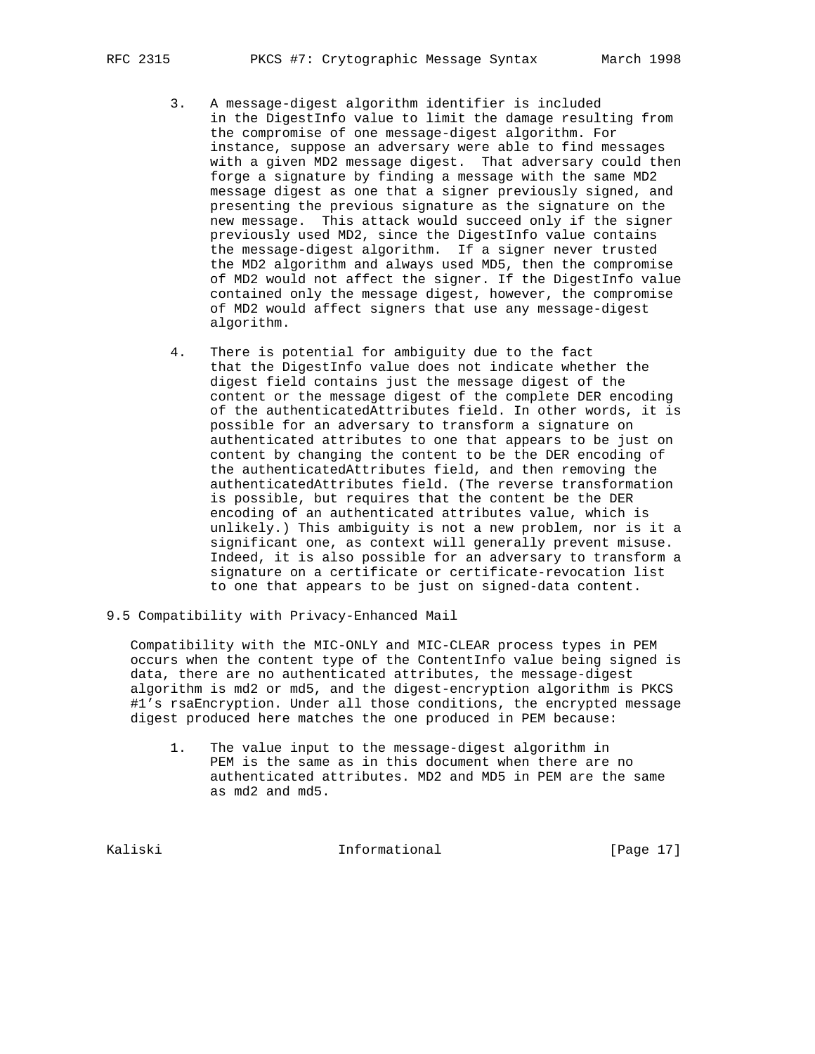3. A message-digest algorithm identifier is included in the DigestInfo value to limit the damage resulting from the compromise of one message-digest algorithm. For instance, suppose an adversary were able to find messages with a given MD2 message digest. That adversary could then forge a signature by finding a message with the same MD2 message digest as one that a signer previously signed, and presenting the previous signature as the signature on the new message. This attack would succeed only if the signer previously used MD2, since the DigestInfo value contains the message-digest algorithm. If a signer never trusted the MD2 algorithm and always used MD5, then the compromise of MD2 would not affect the signer. If the DigestInfo value contained only the message digest, however, the compromise of MD2 would affect signers that use any message-digest algorithm.

4. There is potential for ambiguity due to the fact that the DigestInfo value does not indicate whether the digest field contains just the message digest of the content or the message digest of the complete DER encoding of the authenticatedAttributes field. In other words, it is possible for an adversary to transform a signature on authenticated attributes to one that appears to be just on content by changing the content to be the DER encoding of the authenticatedAttributes field, and then removing the authenticatedAttributes field. (The reverse transformation is possible, but requires that the content be the DER encoding of an authenticated attributes value, which is unlikely.) This ambiguity is not a new problem, nor is it a significant one, as context will generally prevent misuse. Indeed, it is also possible for an adversary to transform a signature on a certificate or certificate-revocation list to one that appears to be just on signed-data content.

## 9.5 Compatibility with Privacy-Enhanced Mail

Compatibility with the MIC-ONLY and MIC-CLEAR process types in PEM occurs when the content type of the ContentInfo value being signed is data, there are no authenticated attributes, the message-digest algorithm is md2 or md5, and the digest-encryption algorithm is PKCS #1's rsaEncryption. Under all those conditions, the encrypted message digest produced here matches the one produced in PEM because:

1. The value input to the message-digest algorithm in PEM is the same as in this document when there are no authenticated attributes. MD2 and MD5 in PEM are the same as md2 and md5.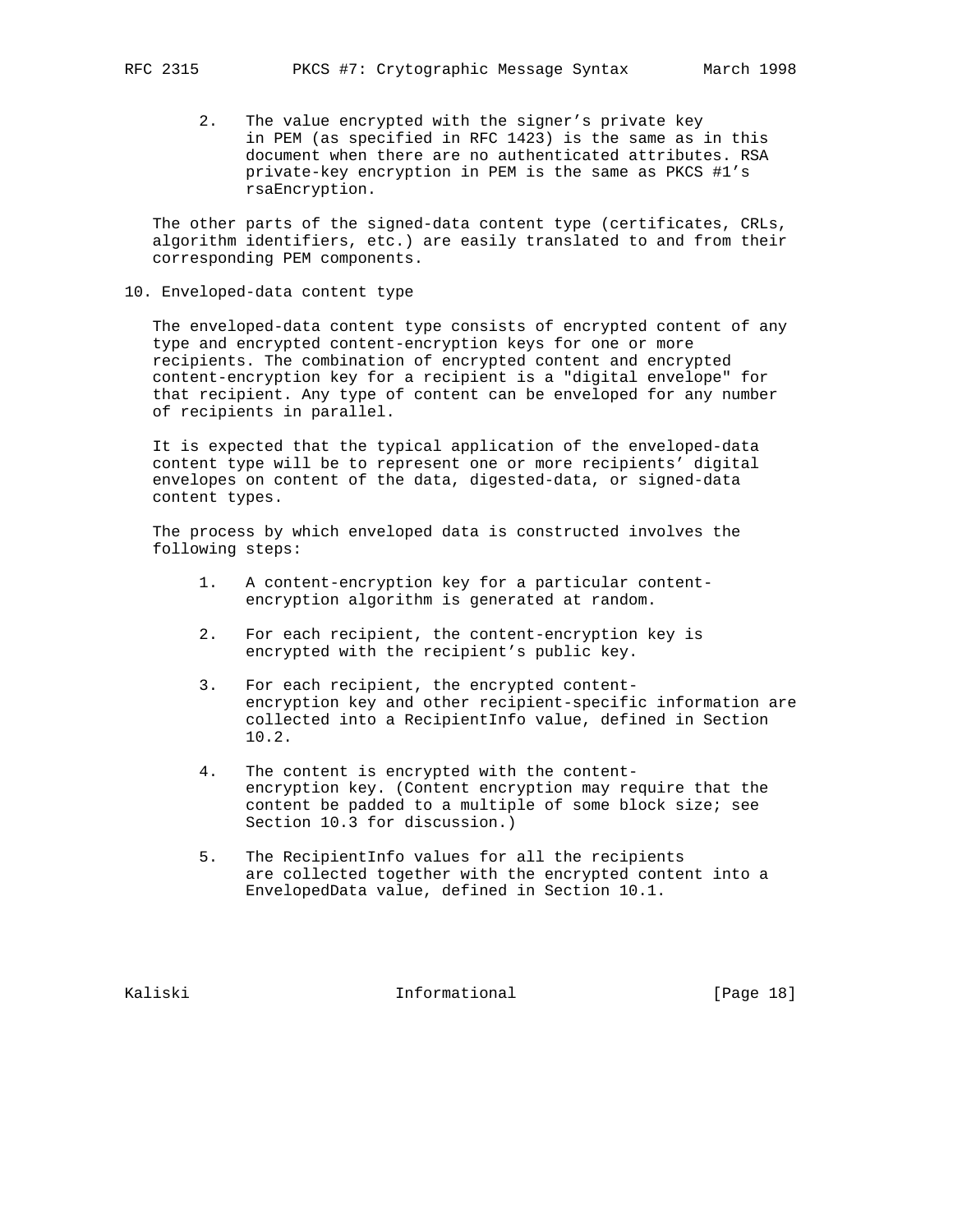2. The value encrypted with the signer's private key in PEM (as specified in RFC 1423) is the same as in this document when there are no authenticated attributes. RSA private-key encryption in PEM is the same as PKCS #1's rsaEncryption.

The other parts of the signed-data content type (certificates, CRLs, algorithm identifiers, etc.) are easily translated to and from their corresponding PEM components.

## 10. Enveloped-data content type

The enveloped-data content type consists of encrypted content of any type and encrypted content-encryption keys for one or more recipients. The combination of encrypted content and encrypted content-encryption key for a recipient is a "digital envelope" for that recipient. Any type of content can be enveloped for any number of recipients in parallel.

It is expected that the typical application of the enveloped-data content type will be to represent one or more recipients' digital envelopes on content of the data, digested-data, or signed-data content types.

The process by which enveloped data is constructed involves the following steps:

1. A content-encryption key for a particular content-encryption algorithm is generated at random.

2. For each recipient, the content-encryption key is encrypted with the recipient's public key.

3. For each recipient, the encrypted content-encryption key and other recipient-specific information are collected into a RecipientInfo value, defined in Section 10.2.

4. The content is encrypted with the content-encryption key. (Content encryption may require that the content be padded to a multiple of some block size; see Section 10.3 for discussion.)

5. The RecipientInfo values for all the recipients are collected together with the encrypted content into a EnvelopedData value, defined in Section 10.1.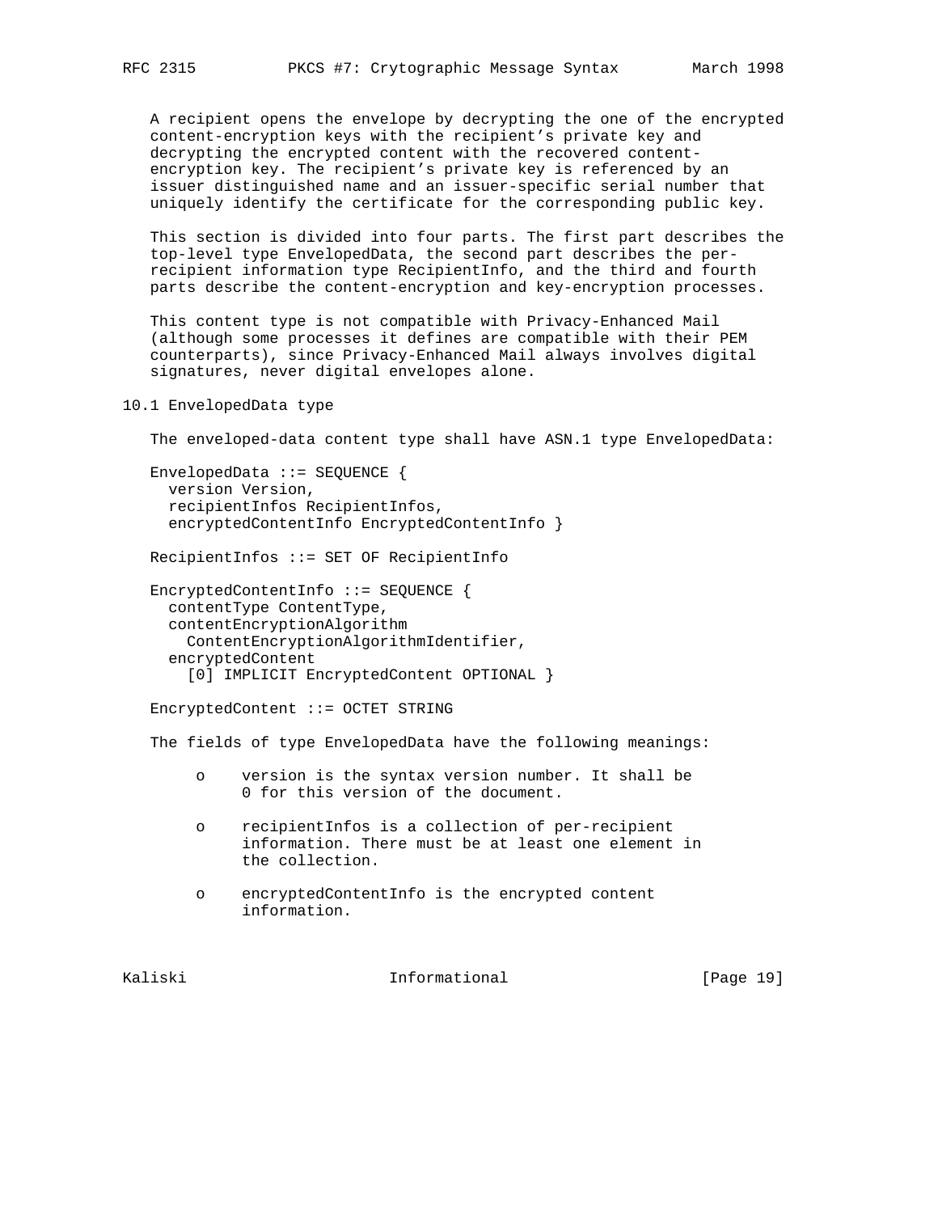A recipient opens the envelope by decrypting the one of the encrypted content-encryption keys with the recipient’s private key and decrypting the encrypted content with the recovered content-encryption key. The recipient’s private key is referenced by an issuer distinguished name and an issuer-specific serial number that uniquely identify the certificate for the corresponding public key.

This section is divided into four parts. The first part describes the top-level type EnvelopedData, the second part describes the per-recipient information type RecipientInfo, and the third and fourth parts describe the content-encryption and key-encryption processes.

This content type is not compatible with Privacy-Enhanced Mail (although some processes it defines are compatible with their PEM counterparts), since Privacy-Enhanced Mail always involves digital signatures, never digital envelopes alone.

## 10.1 EnvelopedData type

The enveloped-data content type shall have ASN.1 type EnvelopedData:

```
EnvelopedData ::= SEQUENCE {
  version Version,
  recipientInfos RecipientInfos,
  encryptedContentInfo EncryptedContentInfo }

RecipientInfos ::= SET OF RecipientInfo

EncryptedContentInfo ::= SEQUENCE {
  contentType ContentType,
  contentEncryptionAlgorithm
    ContentEncryptionAlgorithmIdentifier,
  encryptedContent
    [0] IMPLICIT EncryptedContent OPTIONAL }

EncryptedContent ::= OCTET STRING
```

The fields of type EnvelopedData have the following meanings:

- version is the syntax version number. It shall be 0 for this version of the document.

- recipientInfos is a collection of per-recipient information. There must be at least one element in the collection.

- encryptedContentInfo is the encrypted content information.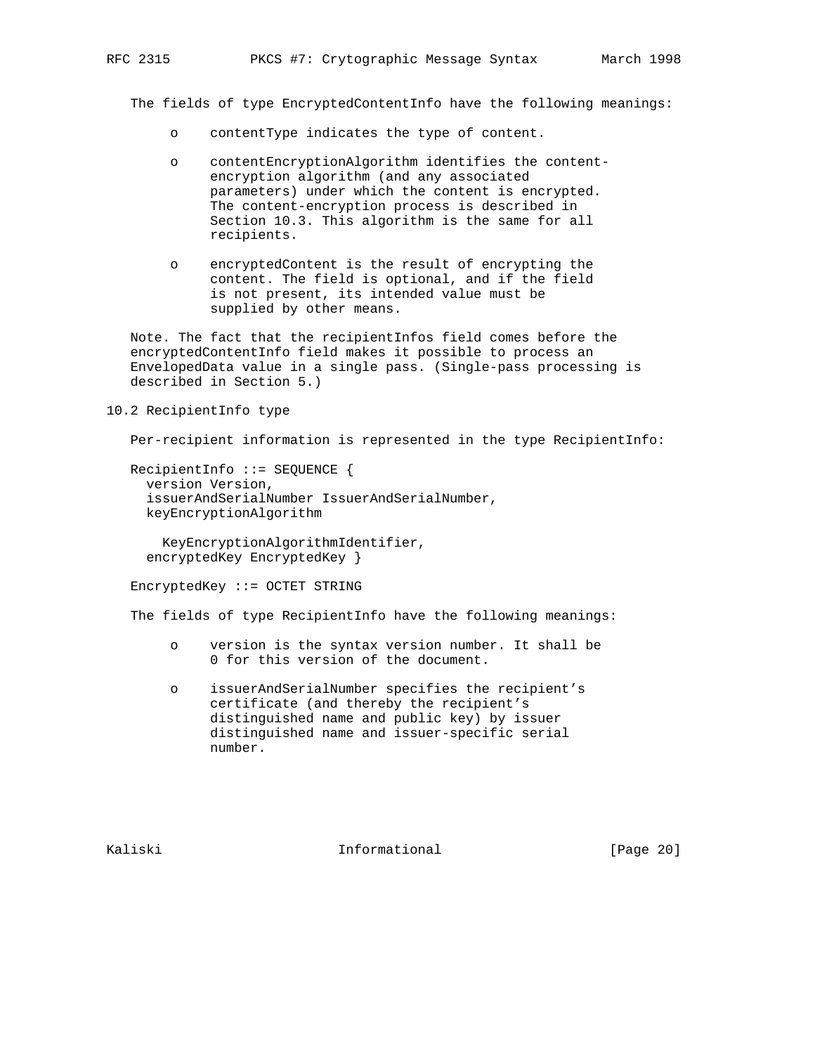The fields of type EncryptedContentInfo have the following meanings:

- contentType indicates the type of content.
- contentEncryptionAlgorithm identifies the content-encryption algorithm (and any associated parameters) under which the content is encrypted. The content-encryption process is described in Section 10.3. This algorithm is the same for all recipients.
- encryptedContent is the result of encrypting the content. The field is optional, and if the field is not present, its intended value must be supplied by other means.

Note. The fact that the recipientInfos field comes before the encryptedContentInfo field makes it possible to process an EnvelopedData value in a single pass. (Single-pass processing is described in Section 5.)

## 10.2 RecipientInfo type

Per-recipient information is represented in the type RecipientInfo:

```
RecipientInfo ::= SEQUENCE {
  version Version,
  issuerAndSerialNumber IssuerAndSerialNumber,
  keyEncryptionAlgorithm

    KeyEncryptionAlgorithmIdentifier,
  encryptedKey EncryptedKey }

EncryptedKey ::= OCTET STRING
```

The fields of type RecipientInfo have the following meanings:

- version is the syntax version number. It shall be 0 for this version of the document.
- issuerAndSerialNumber specifies the recipient’s certificate (and thereby the recipient’s distinguished name and public key) by issuer distinguished name and issuer-specific serial number.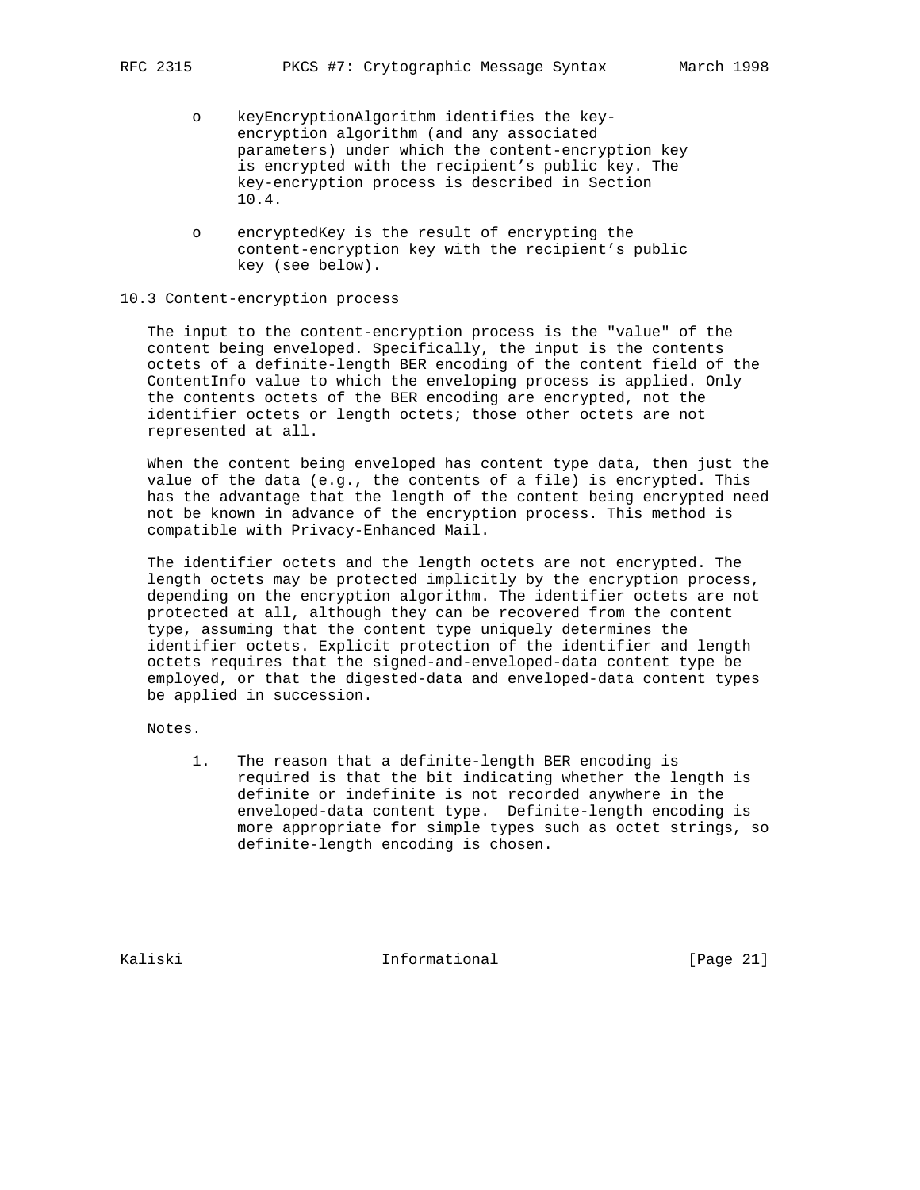- keyEncryptionAlgorithm identifies the key-encryption algorithm (and any associated parameters) under which the content-encryption key is encrypted with the recipient's public key. The key-encryption process is described in Section 10.4.

- encryptedKey is the result of encrypting the content-encryption key with the recipient's public key (see below).

## 10.3 Content-encryption process

The input to the content-encryption process is the "value" of the content being enveloped. Specifically, the input is the contents octets of a definite-length BER encoding of the content field of the ContentInfo value to which the enveloping process is applied. Only the contents octets of the BER encoding are encrypted, not the identifier octets or length octets; those other octets are not represented at all.

When the content being enveloped has content type data, then just the value of the data (e.g., the contents of a file) is encrypted. This has the advantage that the length of the content being encrypted need not be known in advance of the encryption process. This method is compatible with Privacy-Enhanced Mail.

The identifier octets and the length octets are not encrypted. The length octets may be protected implicitly by the encryption process, depending on the encryption algorithm. The identifier octets are not protected at all, although they can be recovered from the content type, assuming that the content type uniquely determines the identifier octets. Explicit protection of the identifier and length octets requires that the signed-and-enveloped-data content type be employed, or that the digested-data and enveloped-data content types be applied in succession.

Notes.

1. The reason that a definite-length BER encoding is required is that the bit indicating whether the length is definite or indefinite is not recorded anywhere in the enveloped-data content type. Definite-length encoding is more appropriate for simple types such as octet strings, so definite-length encoding is chosen.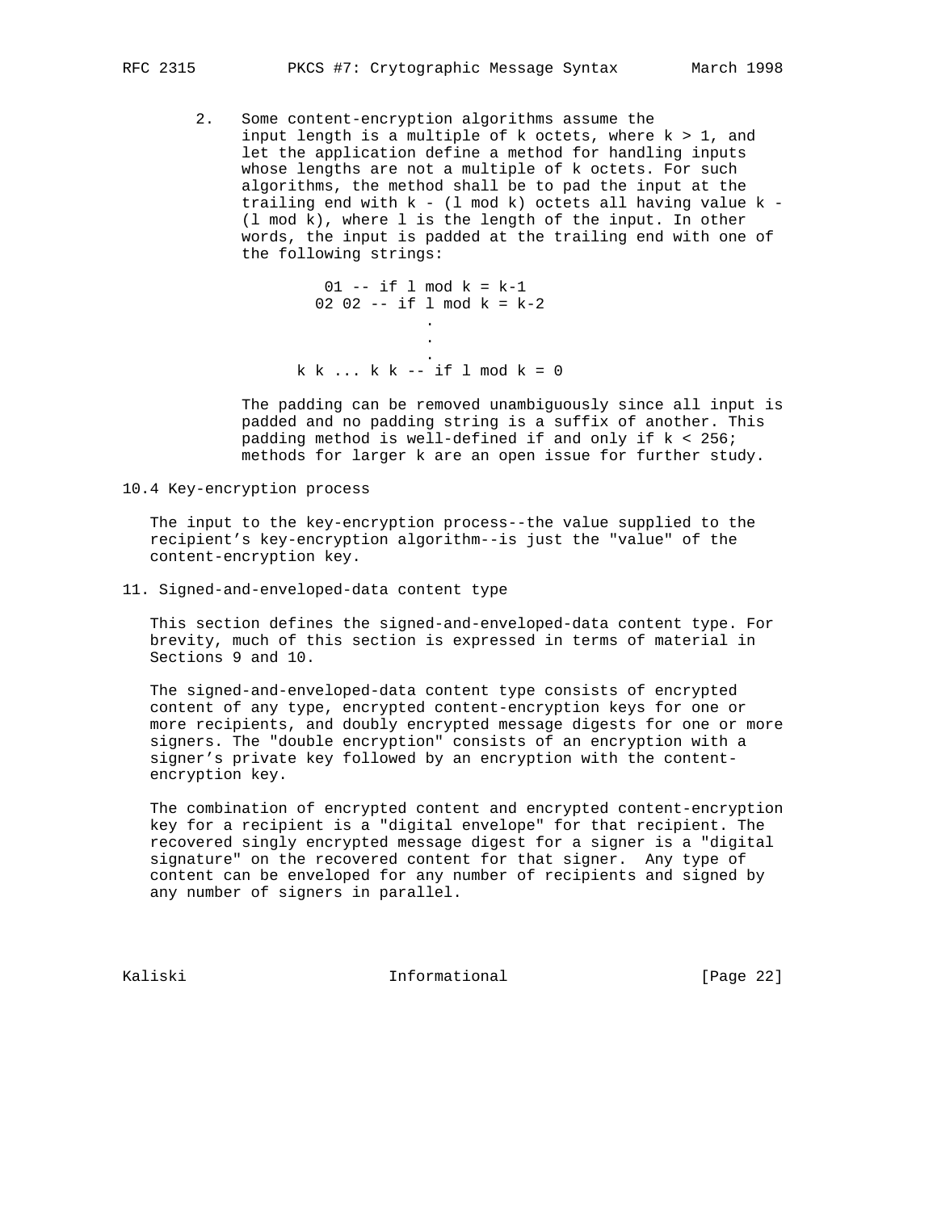2. Some content-encryption algorithms assume the input length is a multiple of k octets, where $k > 1$, and let the application define a method for handling inputs whose lengths are not a multiple of k octets. For such algorithms, the method shall be to pad the input at the trailing end with $k - (l \bmod k)$ octets all having value $k - (l \bmod k)$, where l is the length of the input. In other words, the input is padded at the trailing end with one of the following strings:

```
         01 -- if l mod k = k-1
        02 02 -- if l mod k = k-2
                   .
                   .
                   .
     k k ... k k -- if l mod k = 0
```

   The padding can be removed unambiguously since all input is padded and no padding string is a suffix of another. This padding method is well-defined if and only if $k < 256$; methods for larger k are an open issue for further study.

### 10.4 Key-encryption process

The input to the key-encryption process--the value supplied to the recipient's key-encryption algorithm--is just the "value" of the content-encryption key.

## 11. Signed-and-enveloped-data content type

This section defines the signed-and-enveloped-data content type. For brevity, much of this section is expressed in terms of material in Sections 9 and 10.

The signed-and-enveloped-data content type consists of encrypted content of any type, encrypted content-encryption keys for one or more recipients, and doubly encrypted message digests for one or more signers. The "double encryption" consists of an encryption with a signer's private key followed by an encryption with the content-encryption key.

The combination of encrypted content and encrypted content-encryption key for a recipient is a "digital envelope" for that recipient. The recovered singly encrypted message digest for a signer is a "digital signature" on the recovered content for that signer. Any type of content can be enveloped for any number of recipients and signed by any number of signers in parallel.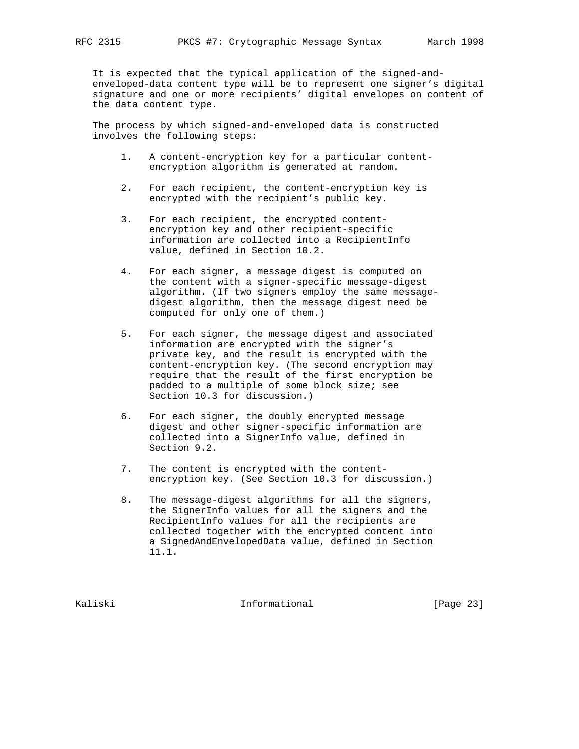It is expected that the typical application of the signed-and-enveloped-data content type will be to represent one signer's digital signature and one or more recipients' digital envelopes on content of the data content type.

The process by which signed-and-enveloped data is constructed involves the following steps:

1. A content-encryption key for a particular content-encryption algorithm is generated at random.

2. For each recipient, the content-encryption key is encrypted with the recipient's public key.

3. For each recipient, the encrypted content-encryption key and other recipient-specific information are collected into a RecipientInfo value, defined in Section 10.2.

4. For each signer, a message digest is computed on the content with a signer-specific message-digest algorithm. (If two signers employ the same message-digest algorithm, then the message digest need be computed for only one of them.)

5. For each signer, the message digest and associated information are encrypted with the signer's private key, and the result is encrypted with the content-encryption key. (The second encryption may require that the result of the first encryption be padded to a multiple of some block size; see Section 10.3 for discussion.)

6. For each signer, the doubly encrypted message digest and other signer-specific information are collected into a SignerInfo value, defined in Section 9.2.

7. The content is encrypted with the content-encryption key. (See Section 10.3 for discussion.)

8. The message-digest algorithms for all the signers, the SignerInfo values for all the signers and the RecipientInfo values for all the recipients are collected together with the encrypted content into a SignedAndEnvelopedData value, defined in Section 11.1.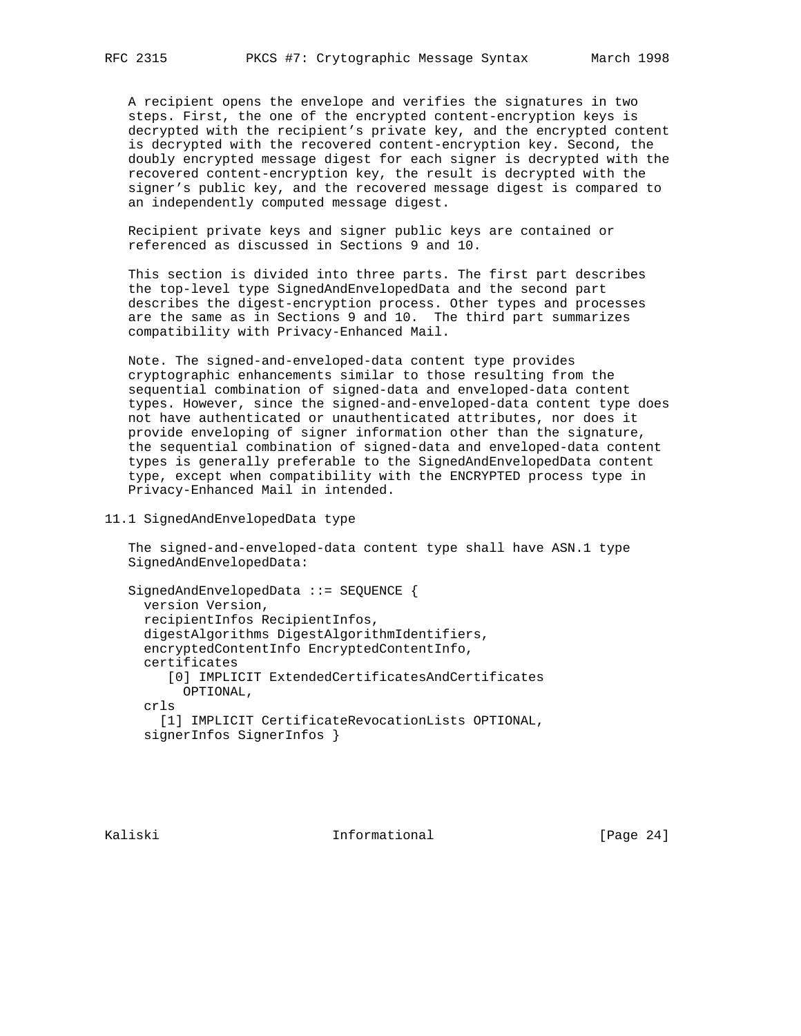A recipient opens the envelope and verifies the signatures in two steps. First, the one of the encrypted content-encryption keys is decrypted with the recipient's private key, and the encrypted content is decrypted with the recovered content-encryption key. Second, the doubly encrypted message digest for each signer is decrypted with the recovered content-encryption key, the result is decrypted with the signer's public key, and the recovered message digest is compared to an independently computed message digest.

Recipient private keys and signer public keys are contained or referenced as discussed in Sections 9 and 10.

This section is divided into three parts. The first part describes the top-level type SignedAndEnvelopedData and the second part describes the digest-encryption process. Other types and processes are the same as in Sections 9 and 10. The third part summarizes compatibility with Privacy-Enhanced Mail.

Note. The signed-and-enveloped-data content type provides cryptographic enhancements similar to those resulting from the sequential combination of signed-data and enveloped-data content types. However, since the signed-and-enveloped-data content type does not have authenticated or unauthenticated attributes, nor does it provide enveloping of signer information other than the signature, the sequential combination of signed-data and enveloped-data content types is generally preferable to the SignedAndEnvelopedData content type, except when compatibility with the ENCRYPTED process type in Privacy-Enhanced Mail in intended.

## 11.1 SignedAndEnvelopedData type

The signed-and-enveloped-data content type shall have ASN.1 type SignedAndEnvelopedData:

```
SignedAndEnvelopedData ::= SEQUENCE {
  version Version,
  recipientInfos RecipientInfos,
  digestAlgorithms DigestAlgorithmIdentifiers,
  encryptedContentInfo EncryptedContentInfo,
  certificates
     [0] IMPLICIT ExtendedCertificatesAndCertificates
       OPTIONAL,
  crls
    [1] IMPLICIT CertificateRevocationLists OPTIONAL,
  signerInfos SignerInfos }
```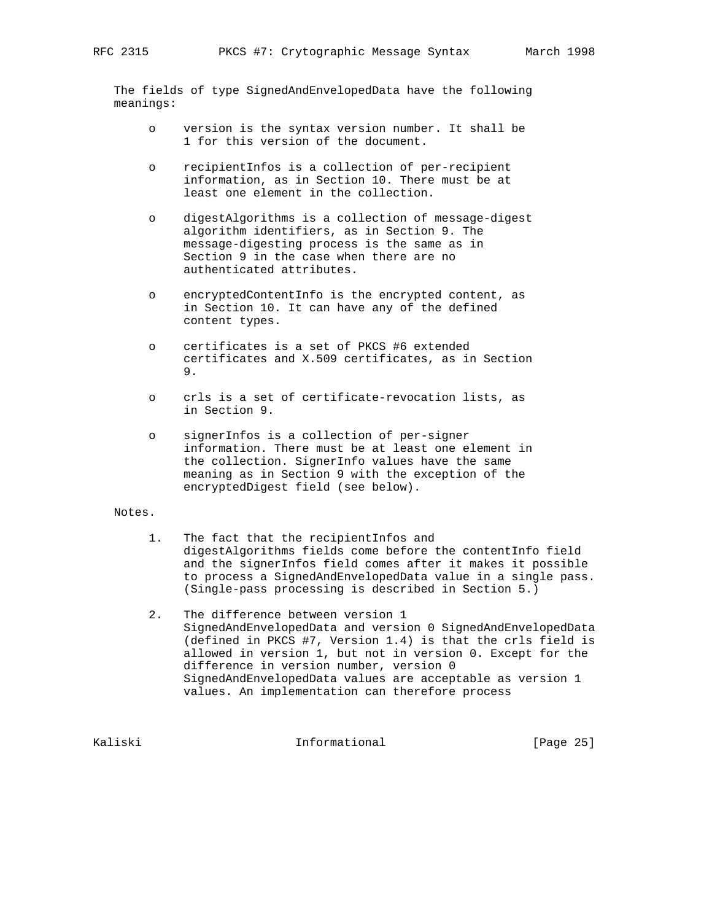The fields of type SignedAndEnvelopedData have the following meanings:

- version is the syntax version number. It shall be 1 for this version of the document.

- recipientInfos is a collection of per-recipient information, as in Section 10. There must be at least one element in the collection.

- digestAlgorithms is a collection of message-digest algorithm identifiers, as in Section 9. The message-digesting process is the same as in Section 9 in the case when there are no authenticated attributes.

- encryptedContentInfo is the encrypted content, as in Section 10. It can have any of the defined content types.

- certificates is a set of PKCS #6 extended certificates and X.509 certificates, as in Section 9.

- crls is a set of certificate-revocation lists, as in Section 9.

- signerInfos is a collection of per-signer information. There must be at least one element in the collection. SignerInfo values have the same meaning as in Section 9 with the exception of the encryptedDigest field (see below).

Notes.

1. The fact that the recipientInfos and digestAlgorithms fields come before the contentInfo field and the signerInfos field comes after it makes it possible to process a SignedAndEnvelopedData value in a single pass. (Single-pass processing is described in Section 5.)

2. The difference between version 1 SignedAndEnvelopedData and version 0 SignedAndEnvelopedData (defined in PKCS #7, Version 1.4) is that the crls field is allowed in version 1, but not in version 0. Except for the difference in version number, version 0 SignedAndEnvelopedData values are acceptable as version 1 values. An implementation can therefore process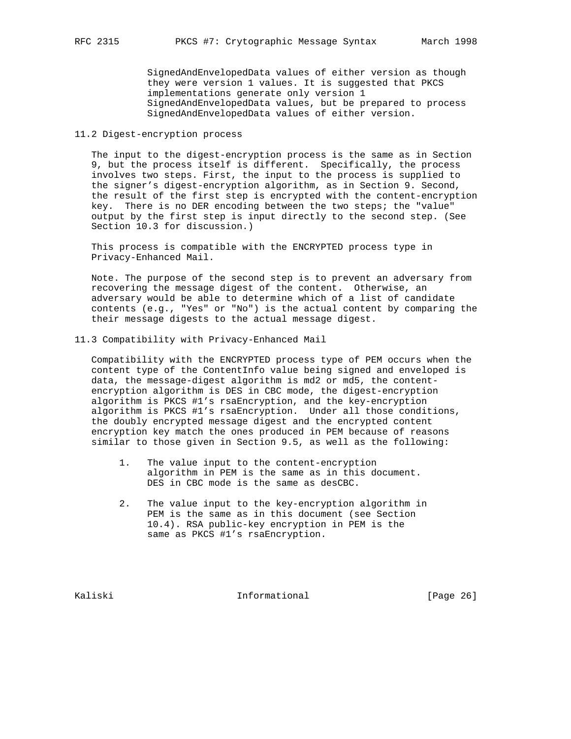SignedAndEnvelopedData values of either version as though they were version 1 values. It is suggested that PKCS implementations generate only version 1 SignedAndEnvelopedData values, but be prepared to process SignedAndEnvelopedData values of either version.

## 11.2 Digest-encryption process

The input to the digest-encryption process is the same as in Section 9, but the process itself is different. Specifically, the process involves two steps. First, the input to the process is supplied to the signer's digest-encryption algorithm, as in Section 9. Second, the result of the first step is encrypted with the content-encryption key. There is no DER encoding between the two steps; the "value" output by the first step is input directly to the second step. (See Section 10.3 for discussion.)

This process is compatible with the ENCRYPTED process type in Privacy-Enhanced Mail.

Note. The purpose of the second step is to prevent an adversary from recovering the message digest of the content. Otherwise, an adversary would be able to determine which of a list of candidate contents (e.g., "Yes" or "No") is the actual content by comparing the their message digests to the actual message digest.

## 11.3 Compatibility with Privacy-Enhanced Mail

Compatibility with the ENCRYPTED process type of PEM occurs when the content type of the ContentInfo value being signed and enveloped is data, the message-digest algorithm is md2 or md5, the content-encryption algorithm is DES in CBC mode, the digest-encryption algorithm is PKCS #1's rsaEncryption, and the key-encryption algorithm is PKCS #1's rsaEncryption. Under all those conditions, the doubly encrypted message digest and the encrypted content encryption key match the ones produced in PEM because of reasons similar to those given in Section 9.5, as well as the following:

1. The value input to the content-encryption algorithm in PEM is the same as in this document. DES in CBC mode is the same as desCBC.

2. The value input to the key-encryption algorithm in PEM is the same as in this document (see Section 10.4). RSA public-key encryption in PEM is the same as PKCS #1's rsaEncryption.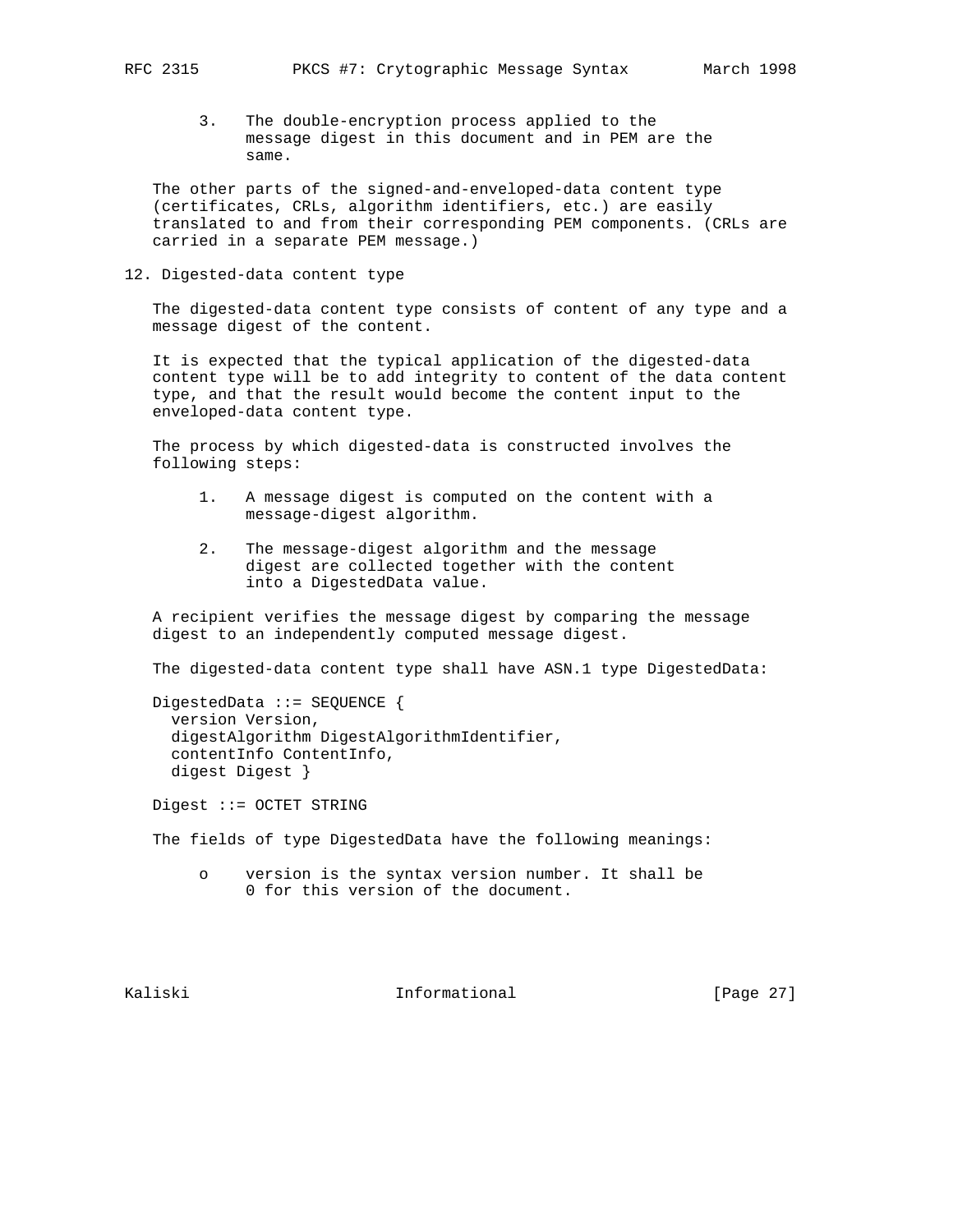3. The double-encryption process applied to the message digest in this document and in PEM are the same.

The other parts of the signed-and-enveloped-data content type (certificates, CRLs, algorithm identifiers, etc.) are easily translated to and from their corresponding PEM components. (CRLs are carried in a separate PEM message.)

## 12. Digested-data content type

The digested-data content type consists of content of any type and a message digest of the content.

It is expected that the typical application of the digested-data content type will be to add integrity to content of the data content type, and that the result would become the content input to the enveloped-data content type.

The process by which digested-data is constructed involves the following steps:

1. A message digest is computed on the content with a message-digest algorithm.

2. The message-digest algorithm and the message digest are collected together with the content into a DigestedData value.

A recipient verifies the message digest by comparing the message digest to an independently computed message digest.

The digested-data content type shall have ASN.1 type DigestedData:

```
DigestedData ::= SEQUENCE {
  version Version,
  digestAlgorithm DigestAlgorithmIdentifier,
  contentInfo ContentInfo,
  digest Digest }

Digest ::= OCTET STRING
```

The fields of type DigestedData have the following meanings:

- version is the syntax version number. It shall be 0 for this version of the document.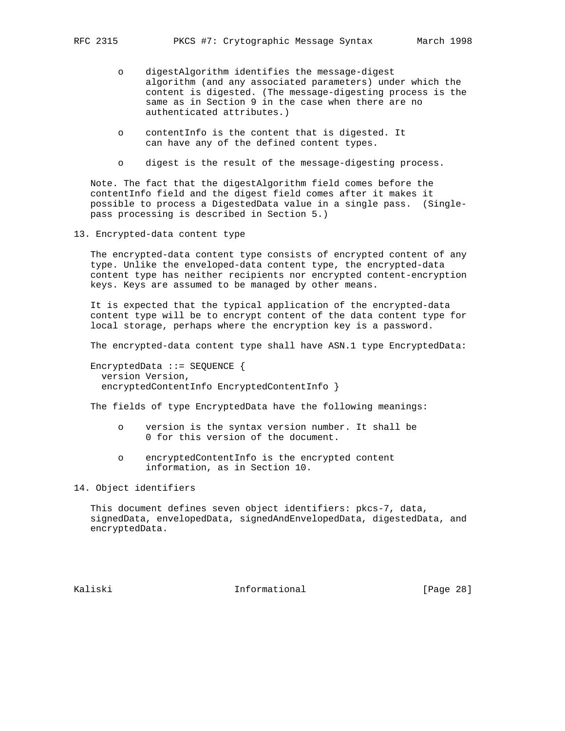- digestAlgorithm identifies the message-digest algorithm (and any associated parameters) under which the content is digested. (The message-digesting process is the same as in Section 9 in the case when there are no authenticated attributes.)

- contentInfo is the content that is digested. It can have any of the defined content types.

- digest is the result of the message-digesting process.

Note. The fact that the digestAlgorithm field comes before the contentInfo field and the digest field comes after it makes it possible to process a DigestedData value in a single pass. (Single-pass processing is described in Section 5.)

## 13. Encrypted-data content type

The encrypted-data content type consists of encrypted content of any type. Unlike the enveloped-data content type, the encrypted-data content type has neither recipients nor encrypted content-encryption keys. Keys are assumed to be managed by other means.

It is expected that the typical application of the encrypted-data content type will be to encrypt content of the data content type for local storage, perhaps where the encryption key is a password.

The encrypted-data content type shall have ASN.1 type EncryptedData:

```
EncryptedData ::= SEQUENCE {
  version Version,
  encryptedContentInfo EncryptedContentInfo }
```

The fields of type EncryptedData have the following meanings:

- version is the syntax version number. It shall be 0 for this version of the document.

- encryptedContentInfo is the encrypted content information, as in Section 10.

## 14. Object identifiers

This document defines seven object identifiers: pkcs-7, data, signedData, envelopedData, signedAndEnvelopedData, digestedData, and encryptedData.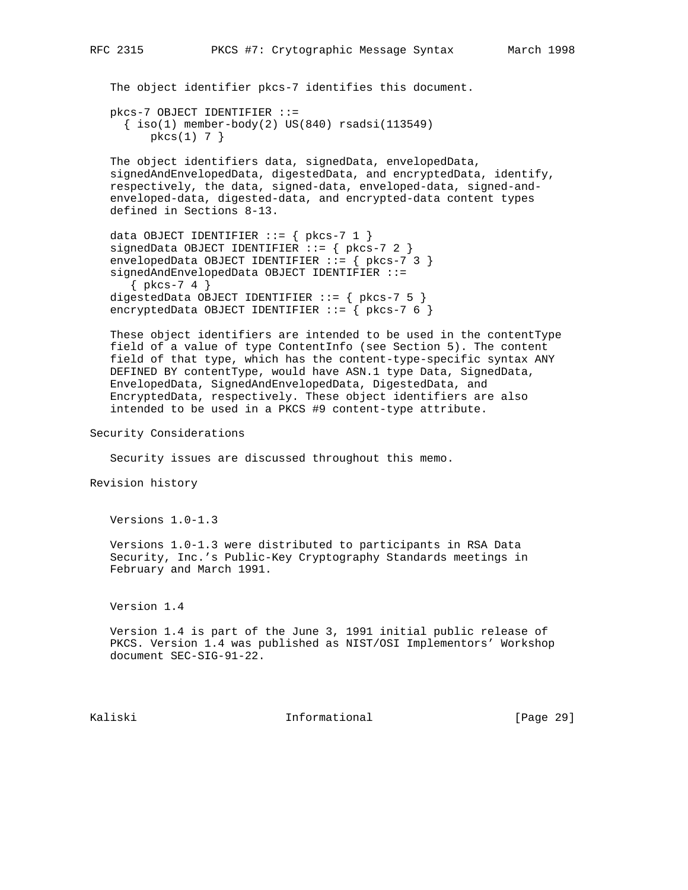The object identifier pkcs-7 identifies this document.

```
pkcs-7 OBJECT IDENTIFIER ::=
  { iso(1) member-body(2) US(840) rsadsi(113549)
      pkcs(1) 7 }
```

The object identifiers data, signedData, envelopedData, signedAndEnvelopedData, digestedData, and encryptedData, identify, respectively, the data, signed-data, enveloped-data, signed-and-enveloped-data, digested-data, and encrypted-data content types defined in Sections 8-13.

```
data OBJECT IDENTIFIER ::= { pkcs-7 1 }
signedData OBJECT IDENTIFIER ::= { pkcs-7 2 }
envelopedData OBJECT IDENTIFIER ::= { pkcs-7 3 }
signedAndEnvelopedData OBJECT IDENTIFIER ::=
   { pkcs-7 4 }
digestedData OBJECT IDENTIFIER ::= { pkcs-7 5 }
encryptedData OBJECT IDENTIFIER ::= { pkcs-7 6 }
```

These object identifiers are intended to be used in the contentType field of a value of type ContentInfo (see Section 5). The content field of that type, which has the content-type-specific syntax ANY DEFINED BY contentType, would have ASN.1 type Data, SignedData, EnvelopedData, SignedAndEnvelopedData, DigestedData, and EncryptedData, respectively. These object identifiers are also intended to be used in a PKCS #9 content-type attribute.

# Security Considerations

Security issues are discussed throughout this memo.

# Revision history

## Versions 1.0-1.3

Versions 1.0-1.3 were distributed to participants in RSA Data Security, Inc.'s Public-Key Cryptography Standards meetings in February and March 1991.

## Version 1.4

Version 1.4 is part of the June 3, 1991 initial public release of PKCS. Version 1.4 was published as NIST/OSI Implementors' Workshop document SEC-SIG-91-22.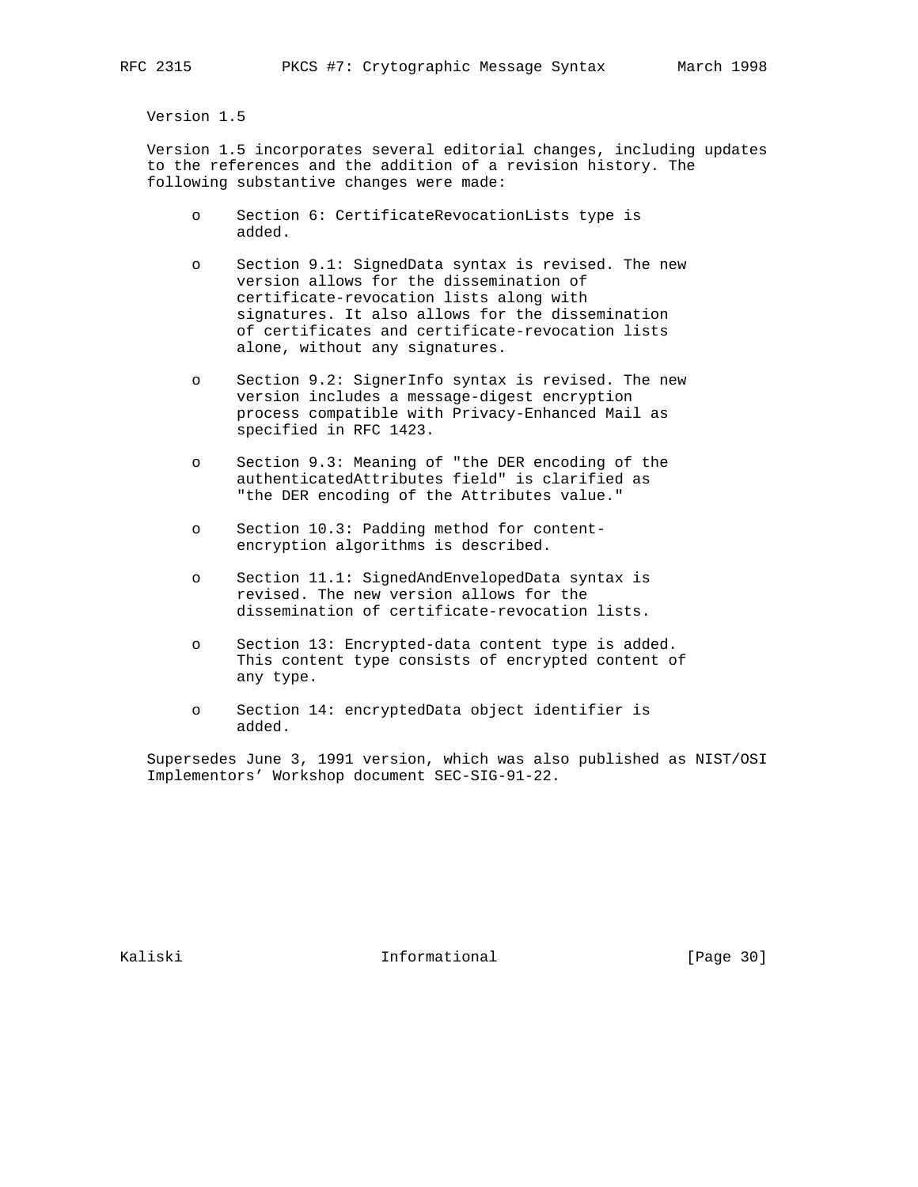Version 1.5

Version 1.5 incorporates several editorial changes, including updates to the references and the addition of a revision history. The following substantive changes were made:

- Section 6: CertificateRevocationLists type is added.

- Section 9.1: SignedData syntax is revised. The new version allows for the dissemination of certificate-revocation lists along with signatures. It also allows for the dissemination of certificates and certificate-revocation lists alone, without any signatures.

- Section 9.2: SignerInfo syntax is revised. The new version includes a message-digest encryption process compatible with Privacy-Enhanced Mail as specified in RFC 1423.

- Section 9.3: Meaning of "the DER encoding of the authenticatedAttributes field" is clarified as "the DER encoding of the Attributes value."

- Section 10.3: Padding method for content-encryption algorithms is described.

- Section 11.1: SignedAndEnvelopedData syntax is revised. The new version allows for the dissemination of certificate-revocation lists.

- Section 13: Encrypted-data content type is added. This content type consists of encrypted content of any type.

- Section 14: encryptedData object identifier is added.

Supersedes June 3, 1991 version, which was also published as NIST/OSI Implementors' Workshop document SEC-SIG-91-22.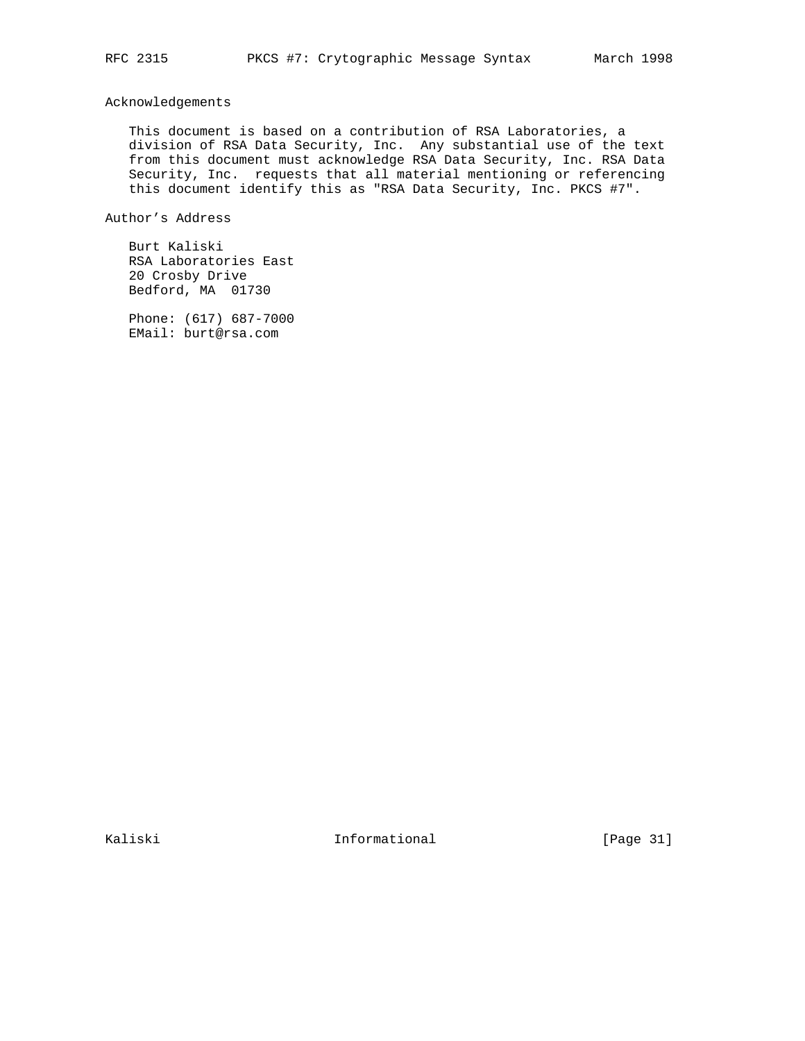## Acknowledgements

This document is based on a contribution of RSA Laboratories, a division of RSA Data Security, Inc. Any substantial use of the text from this document must acknowledge RSA Data Security, Inc. RSA Data Security, Inc. requests that all material mentioning or referencing this document identify this as "RSA Data Security, Inc. PKCS #7".

## Author's Address

Burt Kaliski
RSA Laboratories East
20 Crosby Drive
Bedford, MA 01730

Phone: (617) 687-7000
EMail: burt@rsa.com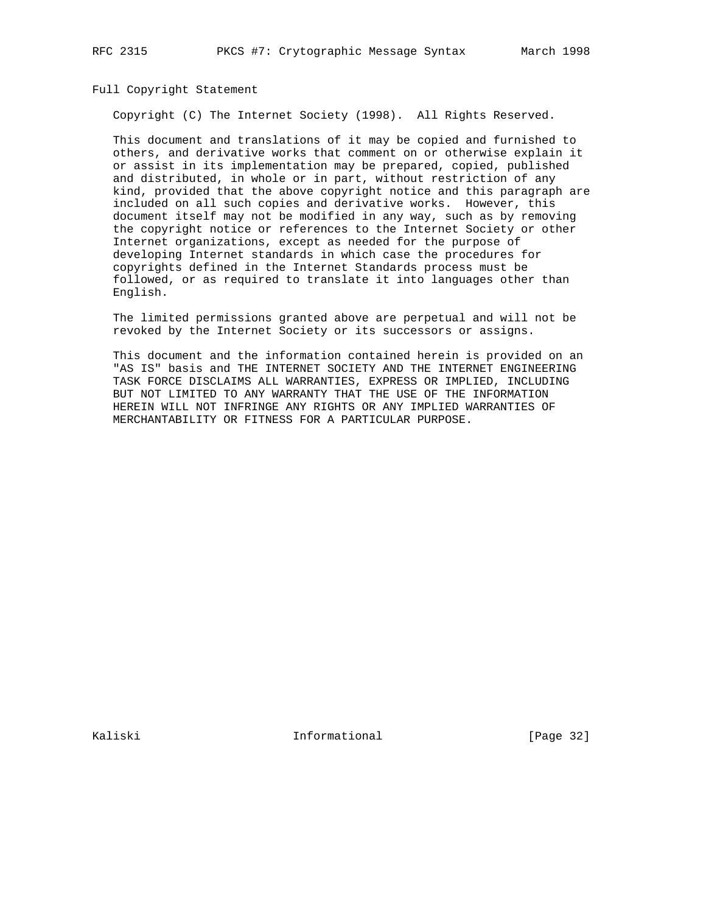## Full Copyright Statement

Copyright (C) The Internet Society (1998). All Rights Reserved.

This document and translations of it may be copied and furnished to others, and derivative works that comment on or otherwise explain it or assist in its implementation may be prepared, copied, published and distributed, in whole or in part, without restriction of any kind, provided that the above copyright notice and this paragraph are included on all such copies and derivative works. However, this document itself may not be modified in any way, such as by removing the copyright notice or references to the Internet Society or other Internet organizations, except as needed for the purpose of developing Internet standards in which case the procedures for copyrights defined in the Internet Standards process must be followed, or as required to translate it into languages other than English.

The limited permissions granted above are perpetual and will not be revoked by the Internet Society or its successors or assigns.

This document and the information contained herein is provided on an "AS IS" basis and THE INTERNET SOCIETY AND THE INTERNET ENGINEERING TASK FORCE DISCLAIMS ALL WARRANTIES, EXPRESS OR IMPLIED, INCLUDING BUT NOT LIMITED TO ANY WARRANTY THAT THE USE OF THE INFORMATION HEREIN WILL NOT INFRINGE ANY RIGHTS OR ANY IMPLIED WARRANTIES OF MERCHANTABILITY OR FITNESS FOR A PARTICULAR PURPOSE.